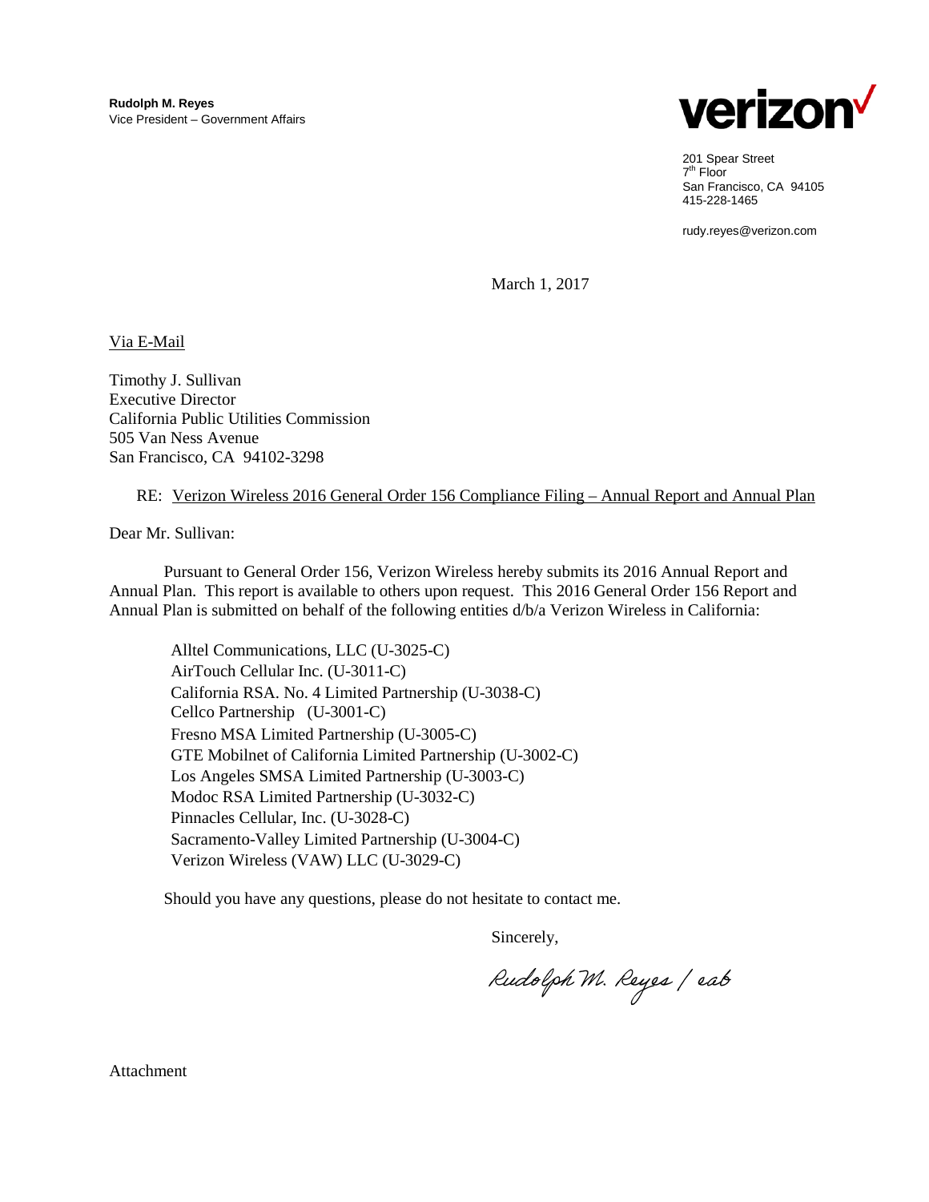**Rudolph M. Reyes**
Vice President – Government Affairs

verizon✓

201 Spear Street
7th Floor
San Francisco, CA 94105
415-228-1465

rudy.reyes@verizon.com

March 1, 2017

Via E-Mail

Timothy J. Sullivan
Executive Director
California Public Utilities Commission
505 Van Ness Avenue
San Francisco, CA 94102-3298

RE: Verizon Wireless 2016 General Order 156 Compliance Filing – Annual Report and Annual Plan

Dear Mr. Sullivan:

Pursuant to General Order 156, Verizon Wireless hereby submits its 2016 Annual Report and Annual Plan. This report is available to others upon request. This 2016 General Order 156 Report and Annual Plan is submitted on behalf of the following entities d/b/a Verizon Wireless in California:

- Alltel Communications, LLC (U-3025-C)
- AirTouch Cellular Inc. (U-3011-C)
- California RSA. No. 4 Limited Partnership (U-3038-C)
- Cellco Partnership (U-3001-C)
- Fresno MSA Limited Partnership (U-3005-C)
- GTE Mobilnet of California Limited Partnership (U-3002-C)
- Los Angeles SMSA Limited Partnership (U-3003-C)
- Modoc RSA Limited Partnership (U-3032-C)
- Pinnacles Cellular, Inc. (U-3028-C)
- Sacramento-Valley Limited Partnership (U-3004-C)
- Verizon Wireless (VAW) LLC (U-3029-C)

Should you have any questions, please do not hesitate to contact me.

Sincerely,

Rudolph M. Reyes / eab

Attachment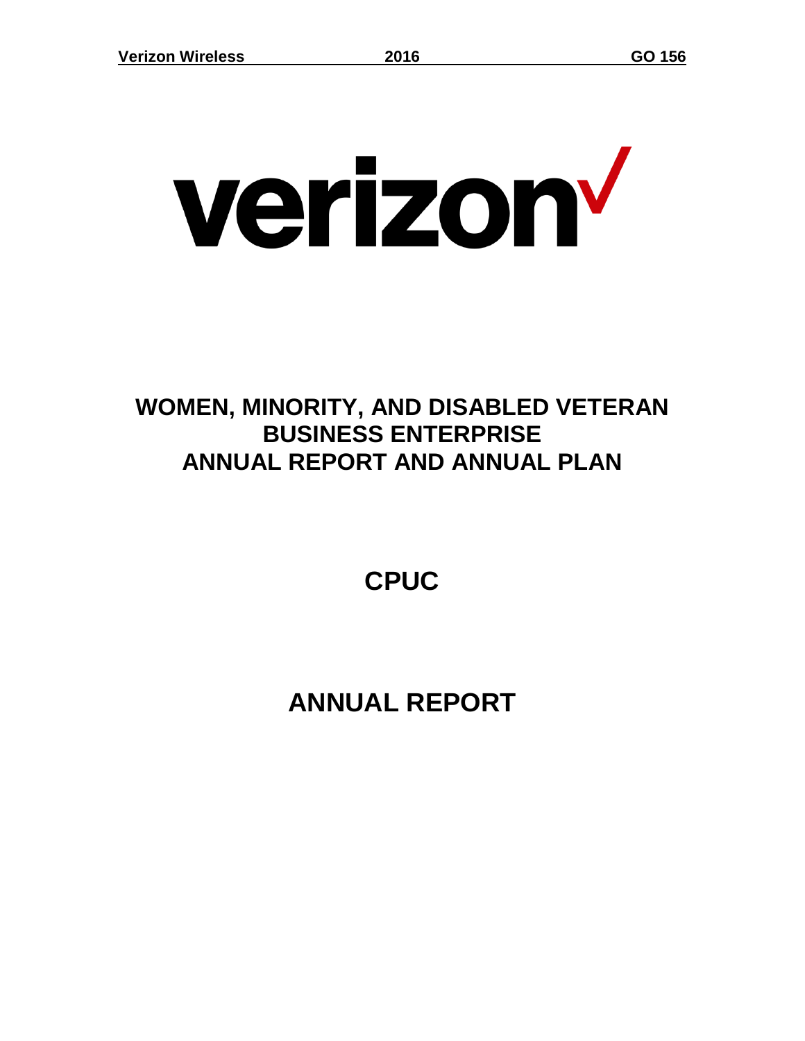# WOMEN, MINORITY, AND DISABLED VETERAN BUSINESS ENTERPRISE ANNUAL REPORT AND ANNUAL PLAN

# CPUC

# ANNUAL REPORT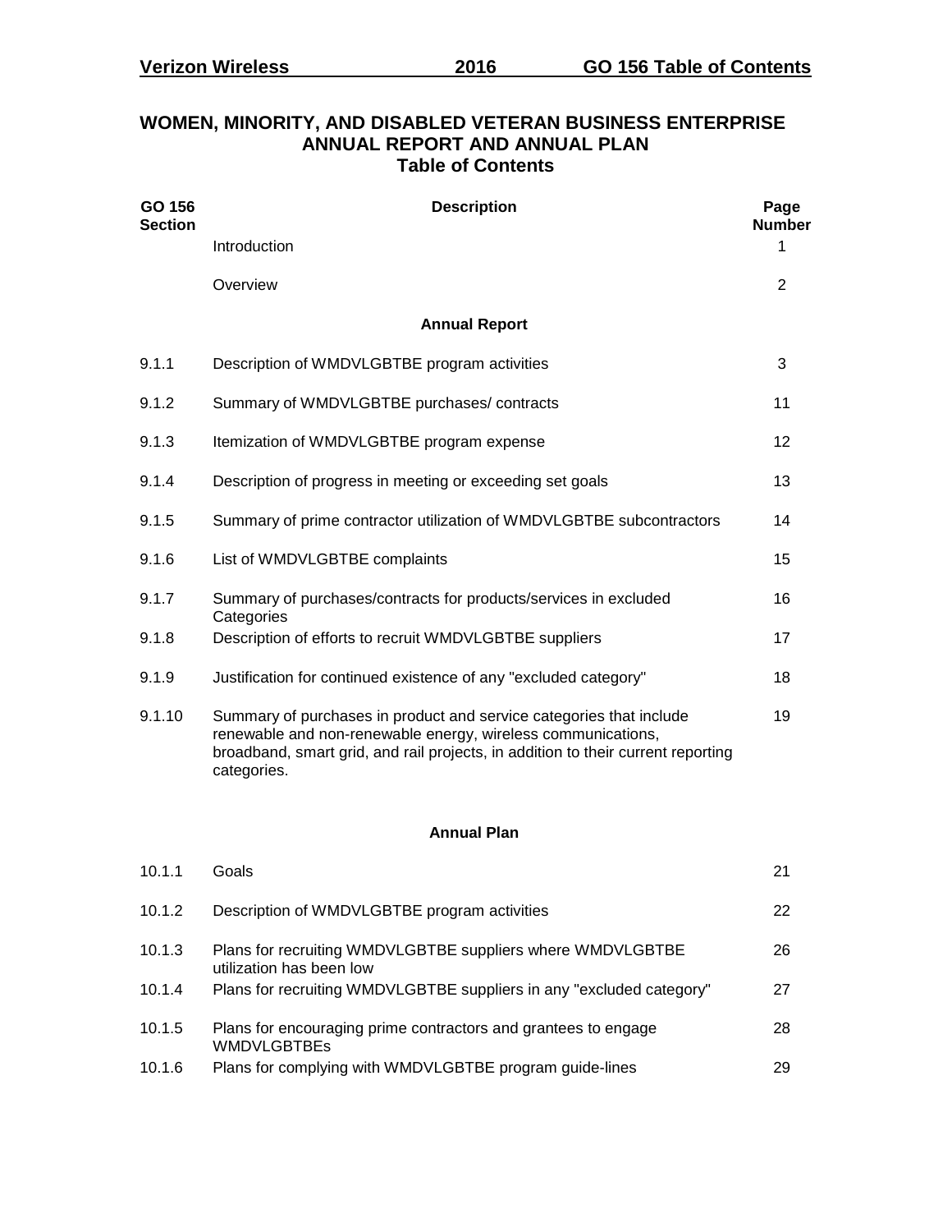# WOMEN, MINORITY, AND DISABLED VETERAN BUSINESS ENTERPRISE ANNUAL REPORT AND ANNUAL PLAN

## Table of Contents

| GO 156 Section | Description | Page Number |
|---|---|---|
| | Introduction | 1 |
| | Overview | 2 |
| | **Annual Report** | |
| 9.1.1 | Description of WMDVLGBTBE program activities | 3 |
| 9.1.2 | Summary of WMDVLGBTBE purchases/ contracts | 11 |
| 9.1.3 | Itemization of WMDVLGBTBE program expense | 12 |
| 9.1.4 | Description of progress in meeting or exceeding set goals | 13 |
| 9.1.5 | Summary of prime contractor utilization of WMDVLGBTBE subcontractors | 14 |
| 9.1.6 | List of WMDVLGBTBE complaints | 15 |
| 9.1.7 | Summary of purchases/contracts for products/services in excluded Categories | 16 |
| 9.1.8 | Description of efforts to recruit WMDVLGBTBE suppliers | 17 |
| 9.1.9 | Justification for continued existence of any "excluded category" | 18 |
| 9.1.10 | Summary of purchases in product and service categories that include renewable and non-renewable energy, wireless communications, broadband, smart grid, and rail projects, in addition to their current reporting categories. | 19 |
| | **Annual Plan** | |
| 10.1.1 | Goals | 21 |
| 10.1.2 | Description of WMDVLGBTBE program activities | 22 |
| 10.1.3 | Plans for recruiting WMDVLGBTBE suppliers where WMDVLGBTBE utilization has been low | 26 |
| 10.1.4 | Plans for recruiting WMDVLGBTBE suppliers in any "excluded category" | 27 |
| 10.1.5 | Plans for encouraging prime contractors and grantees to engage WMDVLGBTBEs | 28 |
| 10.1.6 | Plans for complying with WMDVLGBTBE program guide-lines | 29 |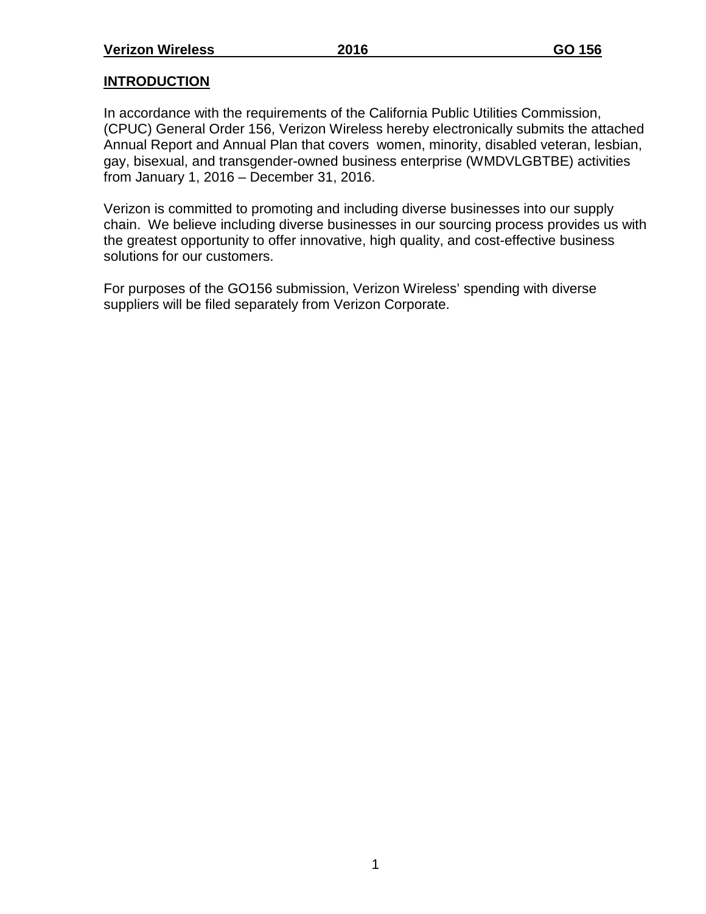## INTRODUCTION

In accordance with the requirements of the California Public Utilities Commission, (CPUC) General Order 156, Verizon Wireless hereby electronically submits the attached Annual Report and Annual Plan that covers women, minority, disabled veteran, lesbian, gay, bisexual, and transgender-owned business enterprise (WMDVLGBTBE) activities from January 1, 2016 – December 31, 2016.

Verizon is committed to promoting and including diverse businesses into our supply chain. We believe including diverse businesses in our sourcing process provides us with the greatest opportunity to offer innovative, high quality, and cost-effective business solutions for our customers.

For purposes of the GO156 submission, Verizon Wireless' spending with diverse suppliers will be filed separately from Verizon Corporate.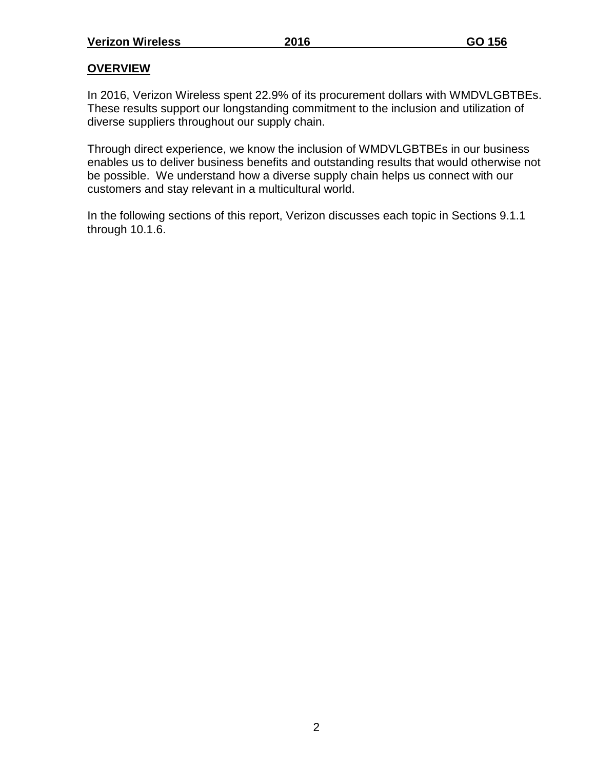## OVERVIEW

In 2016, Verizon Wireless spent 22.9% of its procurement dollars with WMDVLGBTBEs. These results support our longstanding commitment to the inclusion and utilization of diverse suppliers throughout our supply chain.

Through direct experience, we know the inclusion of WMDVLGBTBEs in our business enables us to deliver business benefits and outstanding results that would otherwise not be possible. We understand how a diverse supply chain helps us connect with our customers and stay relevant in a multicultural world.

In the following sections of this report, Verizon discusses each topic in Sections 9.1.1 through 10.1.6.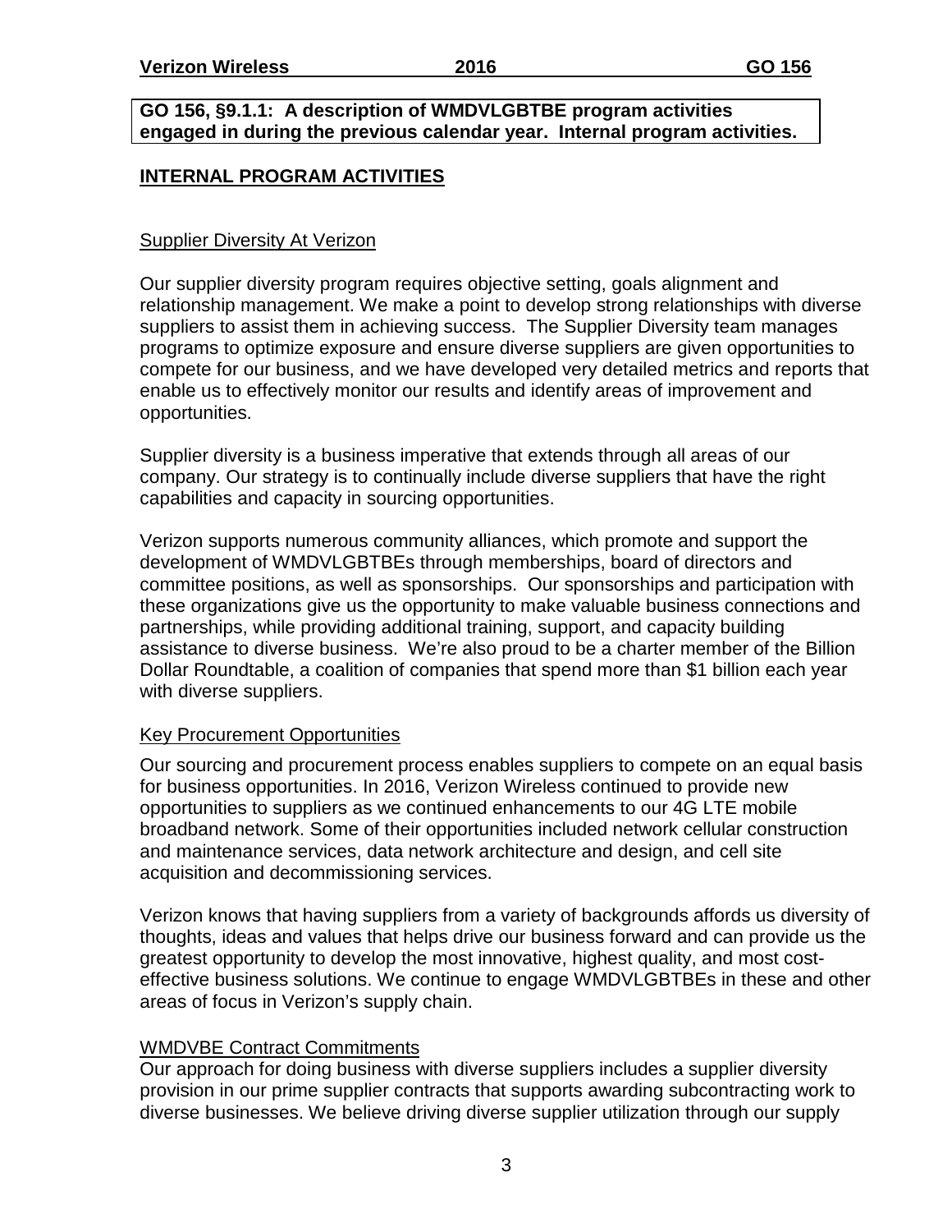**GO 156, §9.1.1: A description of WMDVLGBTBE program activities engaged in during the previous calendar year. Internal program activities.**

## INTERNAL PROGRAM ACTIVITIES

### Supplier Diversity At Verizon

Our supplier diversity program requires objective setting, goals alignment and relationship management. We make a point to develop strong relationships with diverse suppliers to assist them in achieving success. The Supplier Diversity team manages programs to optimize exposure and ensure diverse suppliers are given opportunities to compete for our business, and we have developed very detailed metrics and reports that enable us to effectively monitor our results and identify areas of improvement and opportunities.

Supplier diversity is a business imperative that extends through all areas of our company. Our strategy is to continually include diverse suppliers that have the right capabilities and capacity in sourcing opportunities.

Verizon supports numerous community alliances, which promote and support the development of WMDVLGBTBEs through memberships, board of directors and committee positions, as well as sponsorships. Our sponsorships and participation with these organizations give us the opportunity to make valuable business connections and partnerships, while providing additional training, support, and capacity building assistance to diverse business. We're also proud to be a charter member of the Billion Dollar Roundtable, a coalition of companies that spend more than $1 billion each year with diverse suppliers.

### Key Procurement Opportunities

Our sourcing and procurement process enables suppliers to compete on an equal basis for business opportunities. In 2016, Verizon Wireless continued to provide new opportunities to suppliers as we continued enhancements to our 4G LTE mobile broadband network. Some of their opportunities included network cellular construction and maintenance services, data network architecture and design, and cell site acquisition and decommissioning services.

Verizon knows that having suppliers from a variety of backgrounds affords us diversity of thoughts, ideas and values that helps drive our business forward and can provide us the greatest opportunity to develop the most innovative, highest quality, and most cost-effective business solutions. We continue to engage WMDVLGBTBEs in these and other areas of focus in Verizon's supply chain.

### WMDVBE Contract Commitments

Our approach for doing business with diverse suppliers includes a supplier diversity provision in our prime supplier contracts that supports awarding subcontracting work to diverse businesses. We believe driving diverse supplier utilization through our supply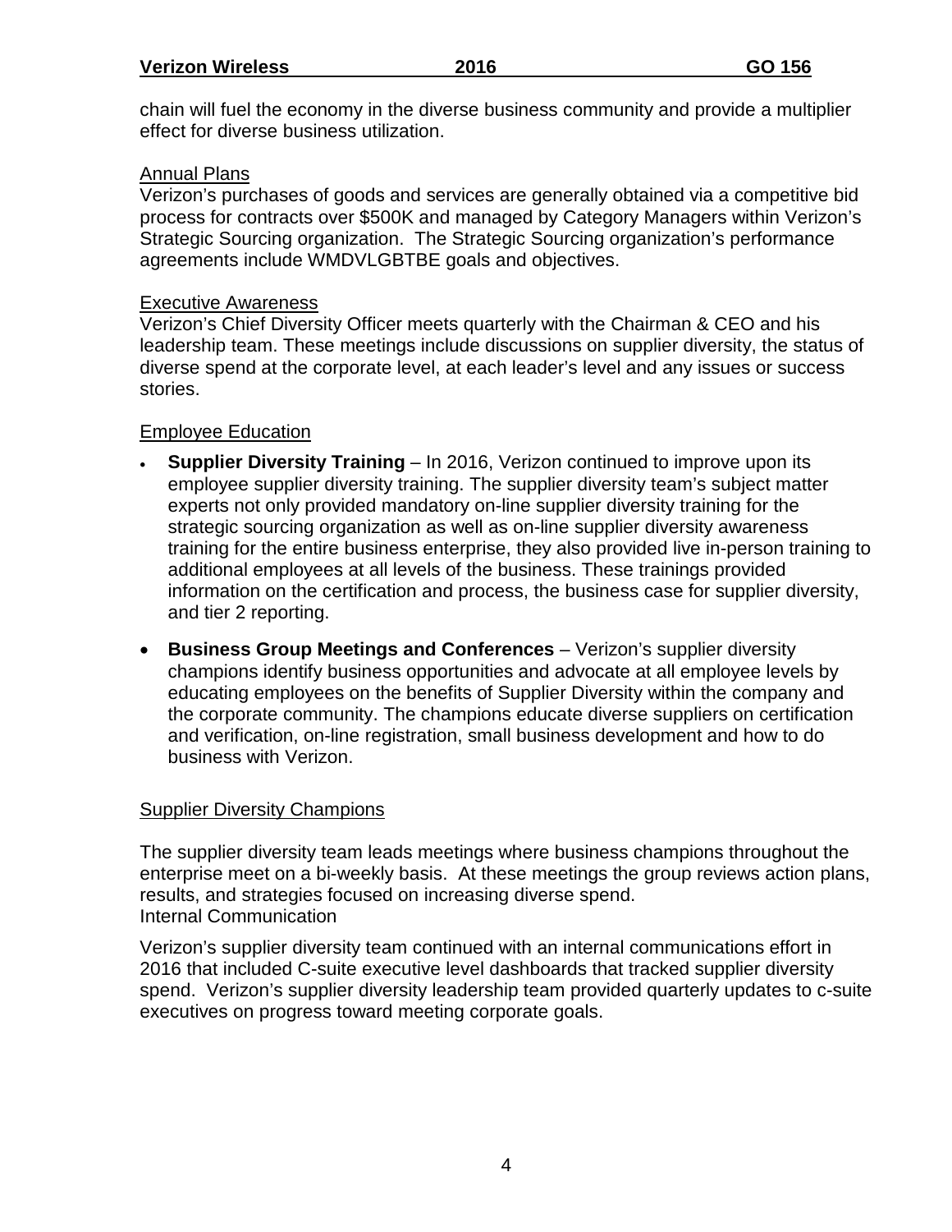chain will fuel the economy in the diverse business community and provide a multiplier effect for diverse business utilization.

<u>Annual Plans</u>

Verizon's purchases of goods and services are generally obtained via a competitive bid process for contracts over $500K and managed by Category Managers within Verizon's Strategic Sourcing organization. The Strategic Sourcing organization's performance agreements include WMDVLGBTBE goals and objectives.

<u>Executive Awareness</u>

Verizon's Chief Diversity Officer meets quarterly with the Chairman & CEO and his leadership team. These meetings include discussions on supplier diversity, the status of diverse spend at the corporate level, at each leader's level and any issues or success stories.

<u>Employee Education</u>

- **Supplier Diversity Training** – In 2016, Verizon continued to improve upon its employee supplier diversity training. The supplier diversity team's subject matter experts not only provided mandatory on-line supplier diversity training for the strategic sourcing organization as well as on-line supplier diversity awareness training for the entire business enterprise, they also provided live in-person training to additional employees at all levels of the business. These trainings provided information on the certification and process, the business case for supplier diversity, and tier 2 reporting.
- **Business Group Meetings and Conferences** – Verizon's supplier diversity champions identify business opportunities and advocate at all employee levels by educating employees on the benefits of Supplier Diversity within the company and the corporate community. The champions educate diverse suppliers on certification and verification, on-line registration, small business development and how to do business with Verizon.

<u>Supplier Diversity Champions</u>

The supplier diversity team leads meetings where business champions throughout the enterprise meet on a bi-weekly basis. At these meetings the group reviews action plans, results, and strategies focused on increasing diverse spend.

Internal Communication

Verizon's supplier diversity team continued with an internal communications effort in 2016 that included C-suite executive level dashboards that tracked supplier diversity spend. Verizon's supplier diversity leadership team provided quarterly updates to c-suite executives on progress toward meeting corporate goals.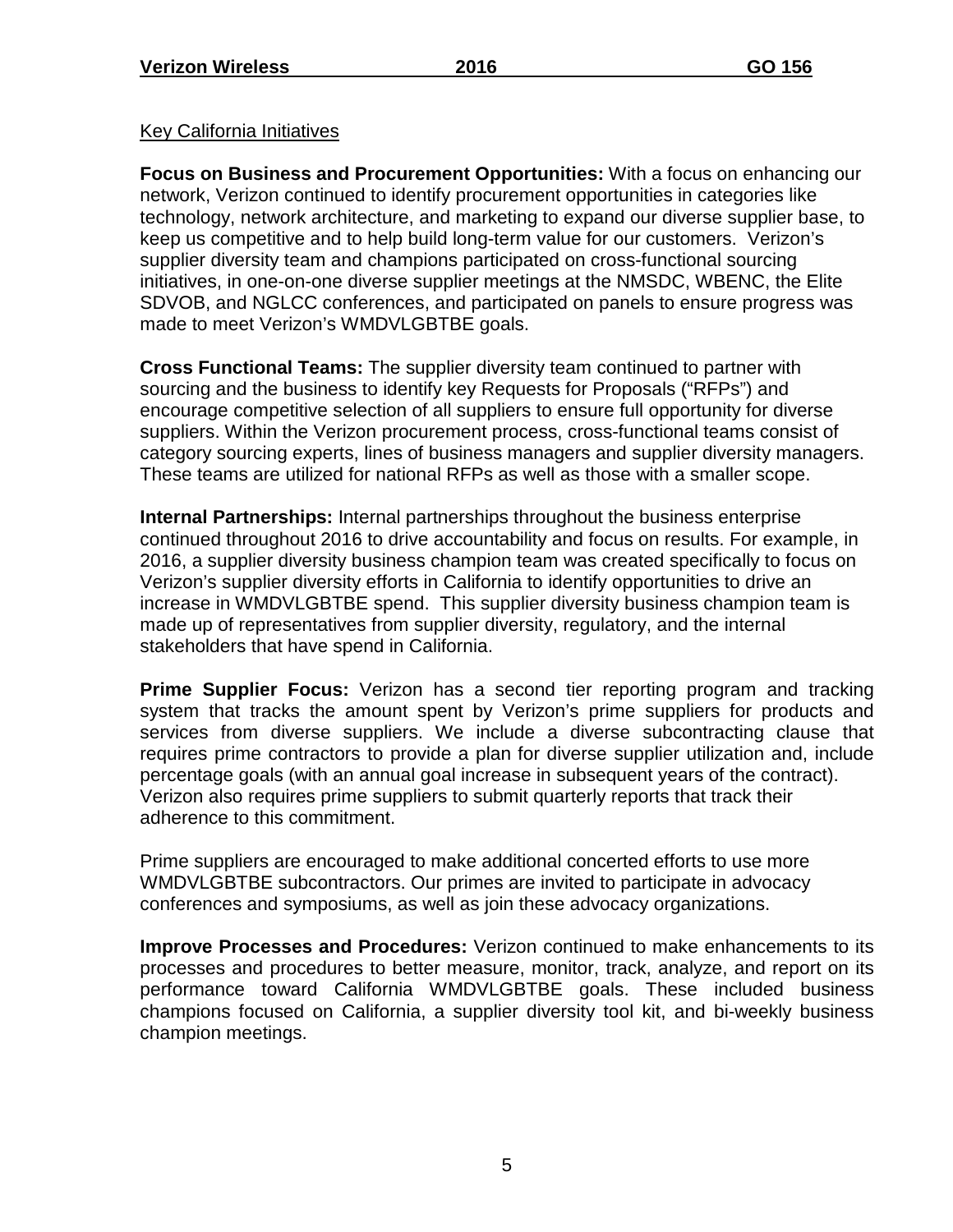Key California Initiatives

**Focus on Business and Procurement Opportunities:** With a focus on enhancing our network, Verizon continued to identify procurement opportunities in categories like technology, network architecture, and marketing to expand our diverse supplier base, to keep us competitive and to help build long-term value for our customers. Verizon's supplier diversity team and champions participated on cross-functional sourcing initiatives, in one-on-one diverse supplier meetings at the NMSDC, WBENC, the Elite SDVOB, and NGLCC conferences, and participated on panels to ensure progress was made to meet Verizon's WMDVLGBTBE goals.

**Cross Functional Teams:** The supplier diversity team continued to partner with sourcing and the business to identify key Requests for Proposals ("RFPs") and encourage competitive selection of all suppliers to ensure full opportunity for diverse suppliers. Within the Verizon procurement process, cross-functional teams consist of category sourcing experts, lines of business managers and supplier diversity managers. These teams are utilized for national RFPs as well as those with a smaller scope.

**Internal Partnerships:** Internal partnerships throughout the business enterprise continued throughout 2016 to drive accountability and focus on results. For example, in 2016, a supplier diversity business champion team was created specifically to focus on Verizon's supplier diversity efforts in California to identify opportunities to drive an increase in WMDVLGBTBE spend. This supplier diversity business champion team is made up of representatives from supplier diversity, regulatory, and the internal stakeholders that have spend in California.

**Prime Supplier Focus:** Verizon has a second tier reporting program and tracking system that tracks the amount spent by Verizon's prime suppliers for products and services from diverse suppliers. We include a diverse subcontracting clause that requires prime contractors to provide a plan for diverse supplier utilization and, include percentage goals (with an annual goal increase in subsequent years of the contract). Verizon also requires prime suppliers to submit quarterly reports that track their adherence to this commitment.

Prime suppliers are encouraged to make additional concerted efforts to use more WMDVLGBTBE subcontractors. Our primes are invited to participate in advocacy conferences and symposiums, as well as join these advocacy organizations.

**Improve Processes and Procedures:** Verizon continued to make enhancements to its processes and procedures to better measure, monitor, track, analyze, and report on its performance toward California WMDVLGBTBE goals. These included business champions focused on California, a supplier diversity tool kit, and bi-weekly business champion meetings.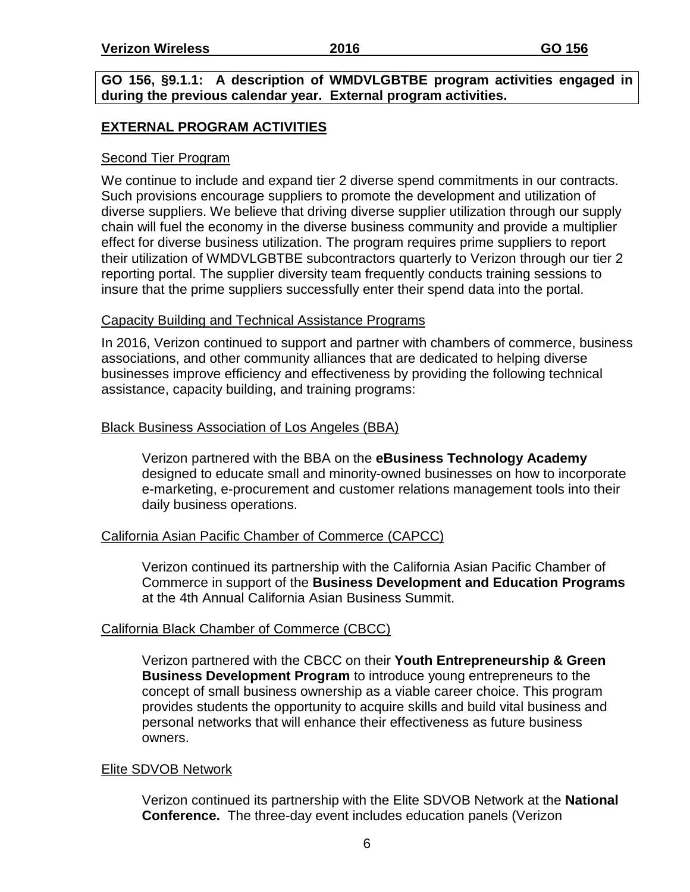**GO 156, §9.1.1: A description of WMDVLGBTBE program activities engaged in during the previous calendar year. External program activities.**

## EXTERNAL PROGRAM ACTIVITIES

### Second Tier Program

We continue to include and expand tier 2 diverse spend commitments in our contracts. Such provisions encourage suppliers to promote the development and utilization of diverse suppliers. We believe that driving diverse supplier utilization through our supply chain will fuel the economy in the diverse business community and provide a multiplier effect for diverse business utilization. The program requires prime suppliers to report their utilization of WMDVLGBTBE subcontractors quarterly to Verizon through our tier 2 reporting portal. The supplier diversity team frequently conducts training sessions to insure that the prime suppliers successfully enter their spend data into the portal.

### Capacity Building and Technical Assistance Programs

In 2016, Verizon continued to support and partner with chambers of commerce, business associations, and other community alliances that are dedicated to helping diverse businesses improve efficiency and effectiveness by providing the following technical assistance, capacity building, and training programs:

#### Black Business Association of Los Angeles (BBA)

Verizon partnered with the BBA on the **eBusiness Technology Academy** designed to educate small and minority-owned businesses on how to incorporate e-marketing, e-procurement and customer relations management tools into their daily business operations.

#### California Asian Pacific Chamber of Commerce (CAPCC)

Verizon continued its partnership with the California Asian Pacific Chamber of Commerce in support of the **Business Development and Education Programs** at the 4th Annual California Asian Business Summit.

#### California Black Chamber of Commerce (CBCC)

Verizon partnered with the CBCC on their **Youth Entrepreneurship & Green Business Development Program** to introduce young entrepreneurs to the concept of small business ownership as a viable career choice. This program provides students the opportunity to acquire skills and build vital business and personal networks that will enhance their effectiveness as future business owners.

#### Elite SDVOB Network

Verizon continued its partnership with the Elite SDVOB Network at the **National Conference.** The three-day event includes education panels (Verizon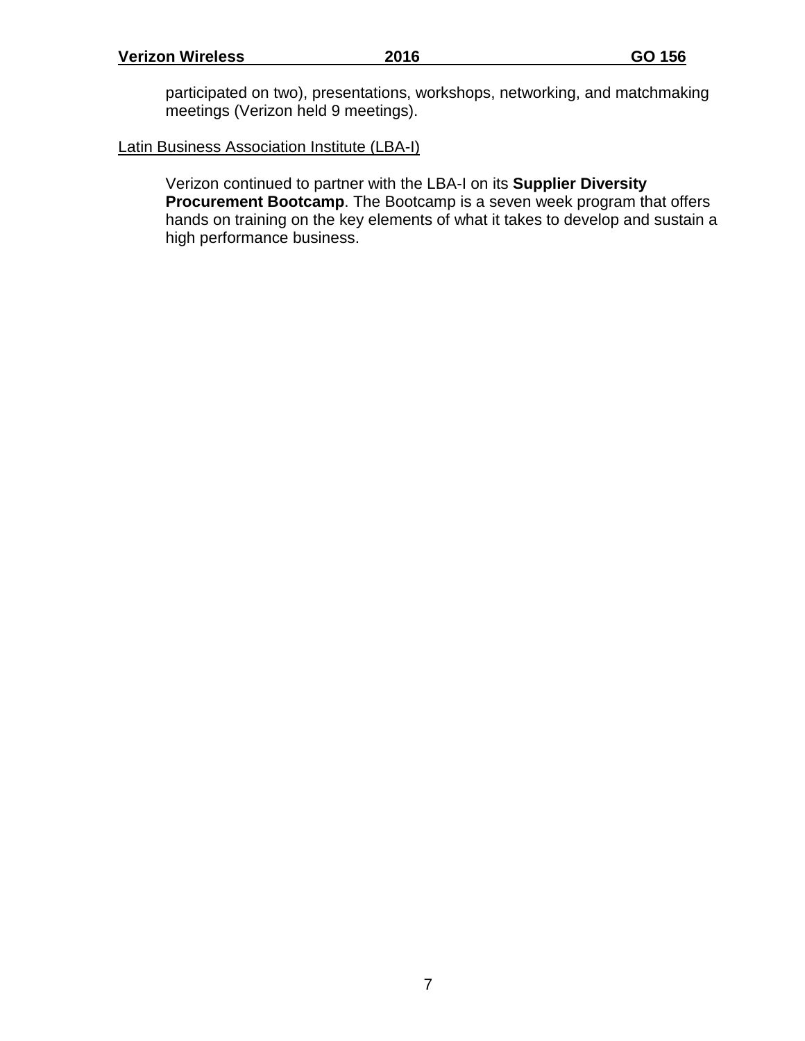participated on two), presentations, workshops, networking, and matchmaking meetings (Verizon held 9 meetings).

Latin Business Association Institute (LBA-I)

Verizon continued to partner with the LBA-I on its **Supplier Diversity Procurement Bootcamp**. The Bootcamp is a seven week program that offers hands on training on the key elements of what it takes to develop and sustain a high performance business.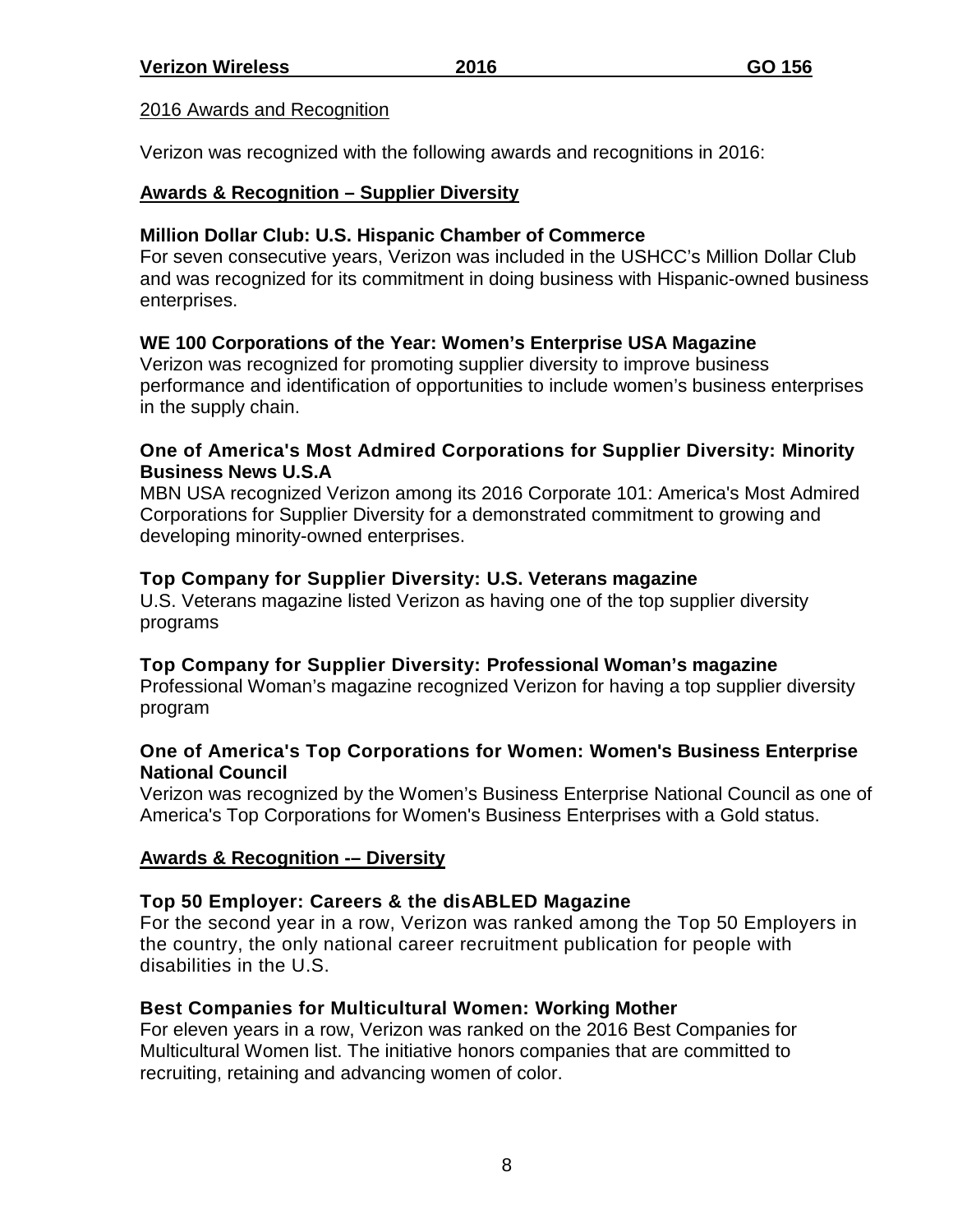2016 Awards and Recognition

Verizon was recognized with the following awards and recognitions in 2016:

## Awards & Recognition – Supplier Diversity

### Million Dollar Club: U.S. Hispanic Chamber of Commerce

For seven consecutive years, Verizon was included in the USHCC's Million Dollar Club and was recognized for its commitment in doing business with Hispanic-owned business enterprises.

### WE 100 Corporations of the Year: Women's Enterprise USA Magazine

Verizon was recognized for promoting supplier diversity to improve business performance and identification of opportunities to include women's business enterprises in the supply chain.

### One of America's Most Admired Corporations for Supplier Diversity: Minority Business News U.S.A

MBN USA recognized Verizon among its 2016 Corporate 101: America's Most Admired Corporations for Supplier Diversity for a demonstrated commitment to growing and developing minority-owned enterprises.

### Top Company for Supplier Diversity: U.S. Veterans magazine

U.S. Veterans magazine listed Verizon as having one of the top supplier diversity programs

### Top Company for Supplier Diversity: Professional Woman's magazine

Professional Woman's magazine recognized Verizon for having a top supplier diversity program

### One of America's Top Corporations for Women: Women's Business Enterprise National Council

Verizon was recognized by the Women's Business Enterprise National Council as one of America's Top Corporations for Women's Business Enterprises with a Gold status.

## Awards & Recognition -– Diversity

### Top 50 Employer: Careers & the disABLED Magazine

For the second year in a row, Verizon was ranked among the Top 50 Employers in the country, the only national career recruitment publication for people with disabilities in the U.S.

### Best Companies for Multicultural Women: Working Mother

For eleven years in a row, Verizon was ranked on the 2016 Best Companies for Multicultural Women list. The initiative honors companies that are committed to recruiting, retaining and advancing women of color.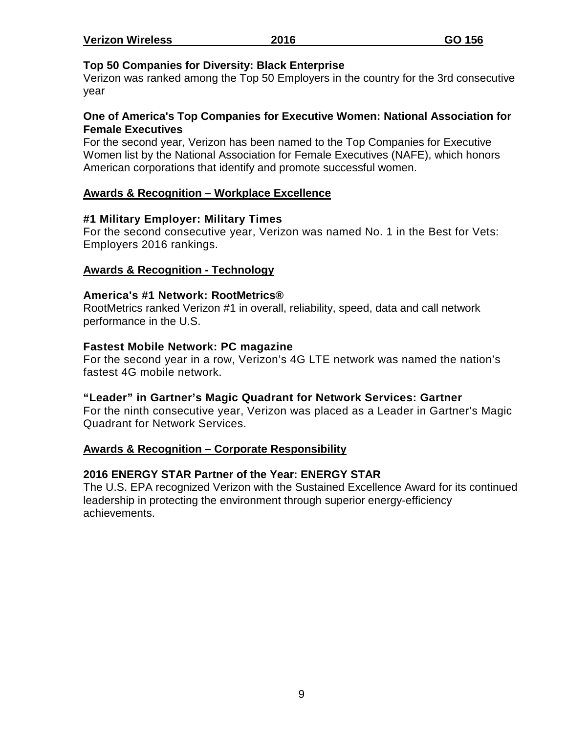### Top 50 Companies for Diversity: Black Enterprise

Verizon was ranked among the Top 50 Employers in the country for the 3rd consecutive year

### One of America's Top Companies for Executive Women: National Association for Female Executives

For the second year, Verizon has been named to the Top Companies for Executive Women list by the National Association for Female Executives (NAFE), which honors American corporations that identify and promote successful women.

## Awards & Recognition – Workplace Excellence

### #1 Military Employer: Military Times

For the second consecutive year, Verizon was named No. 1 in the Best for Vets: Employers 2016 rankings.

## Awards & Recognition - Technology

### America's #1 Network: RootMetrics®

RootMetrics ranked Verizon #1 in overall, reliability, speed, data and call network performance in the U.S.

### Fastest Mobile Network: PC magazine

For the second year in a row, Verizon's 4G LTE network was named the nation's fastest 4G mobile network.

### "Leader" in Gartner's Magic Quadrant for Network Services: Gartner

For the ninth consecutive year, Verizon was placed as a Leader in Gartner's Magic Quadrant for Network Services.

## Awards & Recognition – Corporate Responsibility

### 2016 ENERGY STAR Partner of the Year: ENERGY STAR

The U.S. EPA recognized Verizon with the Sustained Excellence Award for its continued leadership in protecting the environment through superior energy-efficiency achievements.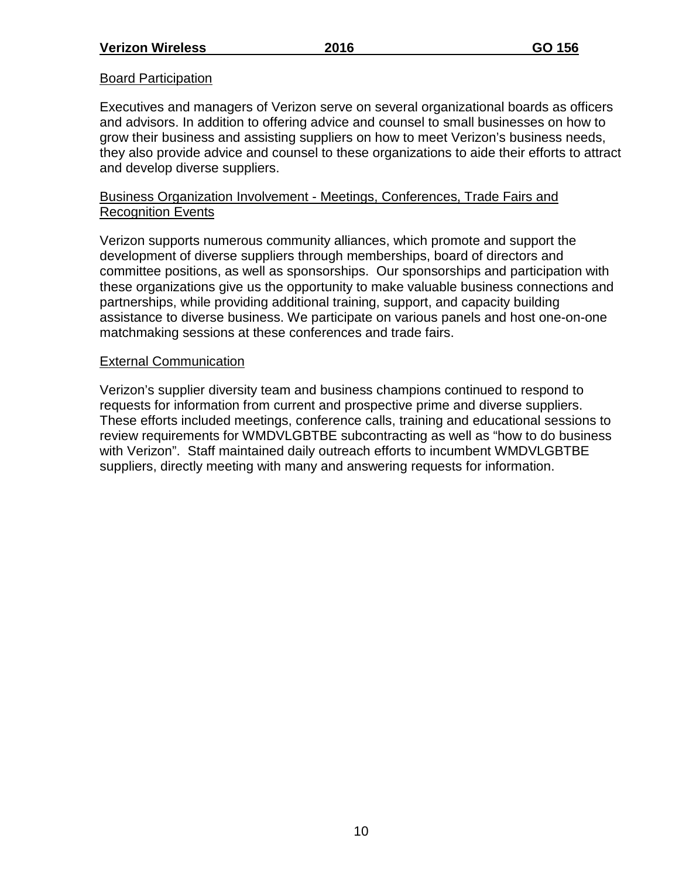### Board Participation

Executives and managers of Verizon serve on several organizational boards as officers and advisors. In addition to offering advice and counsel to small businesses on how to grow their business and assisting suppliers on how to meet Verizon's business needs, they also provide advice and counsel to these organizations to aide their efforts to attract and develop diverse suppliers.

### Business Organization Involvement - Meetings, Conferences, Trade Fairs and Recognition Events

Verizon supports numerous community alliances, which promote and support the development of diverse suppliers through memberships, board of directors and committee positions, as well as sponsorships. Our sponsorships and participation with these organizations give us the opportunity to make valuable business connections and partnerships, while providing additional training, support, and capacity building assistance to diverse business. We participate on various panels and host one-on-one matchmaking sessions at these conferences and trade fairs.

### External Communication

Verizon's supplier diversity team and business champions continued to respond to requests for information from current and prospective prime and diverse suppliers. These efforts included meetings, conference calls, training and educational sessions to review requirements for WMDVLGBTBE subcontracting as well as "how to do business with Verizon". Staff maintained daily outreach efforts to incumbent WMDVLGBTBE suppliers, directly meeting with many and answering requests for information.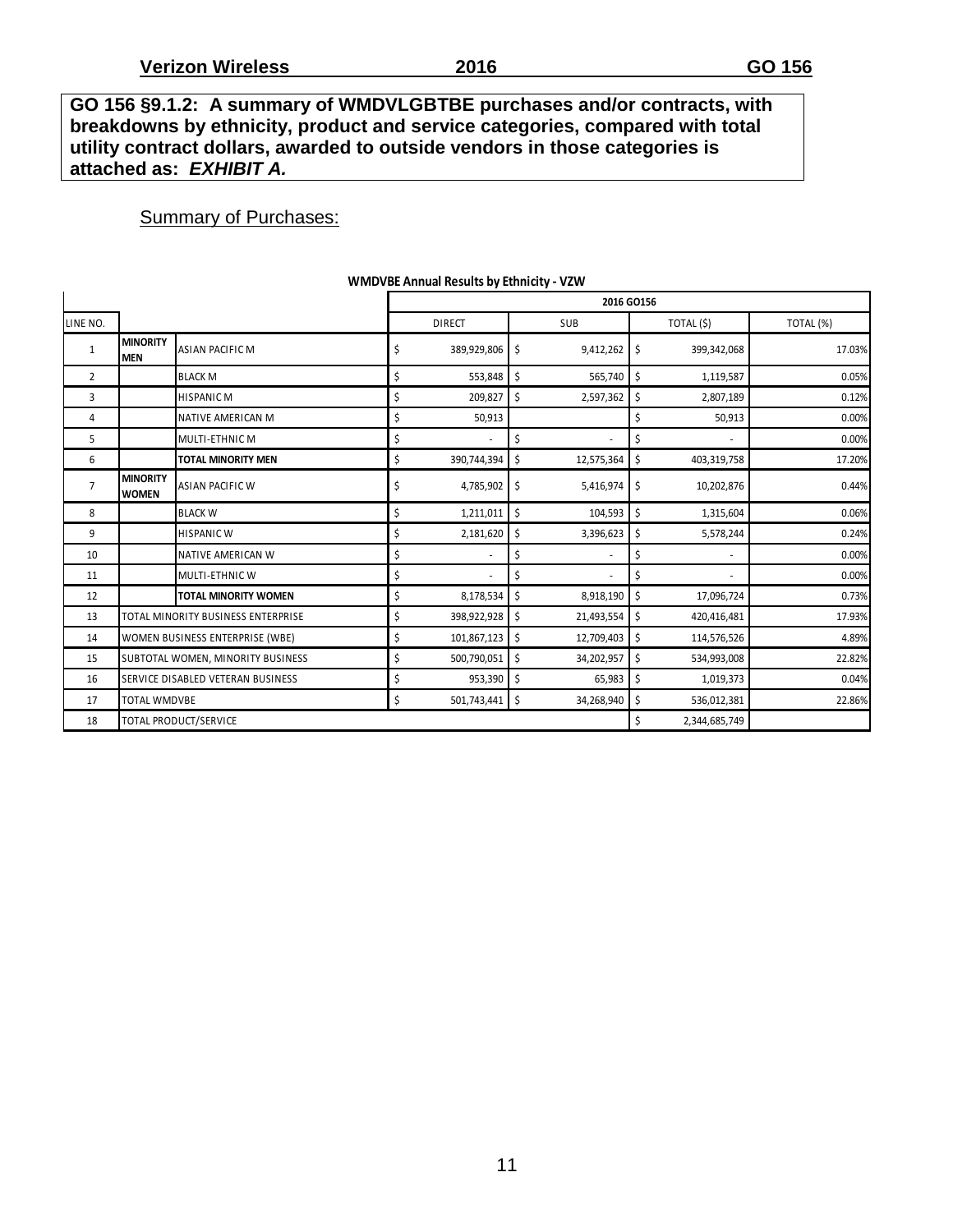**GO 156 §9.1.2: A summary of WMDVLGBTBE purchases and/or contracts, with breakdowns by ethnicity, product and service categories, compared with total utility contract dollars, awarded to outside vendors in those categories is attached as: *EXHIBIT A.***

Summary of Purchases:

**WMDVBE Annual Results by Ethnicity - VZW**

| | | | 2016 GO156 | | | |
|---|---|---|---|---|---|---|
| LINE NO. | | | DIRECT | SUB | TOTAL ($) | TOTAL (%) |
| 1 | **MINORITY MEN** | ASIAN PACIFIC M | $ 389,929,806 | $ 9,412,262 | $ 399,342,068 | 17.03% |
| 2 | | BLACK M | $ 553,848 | $ 565,740 | $ 1,119,587 | 0.05% |
| 3 | | HISPANIC M | $ 209,827 | $ 2,597,362 | $ 2,807,189 | 0.12% |
| 4 | | NATIVE AMERICAN M | $ 50,913 | | $ 50,913 | 0.00% |
| 5 | | MULTI-ETHNIC M | $ - | $ - | $ - | 0.00% |
| 6 | | **TOTAL MINORITY MEN** | $ 390,744,394 | $ 12,575,364 | $ 403,319,758 | 17.20% |
| 7 | **MINORITY WOMEN** | ASIAN PACIFIC W | $ 4,785,902 | $ 5,416,974 | $ 10,202,876 | 0.44% |
| 8 | | BLACK W | $ 1,211,011 | $ 104,593 | $ 1,315,604 | 0.06% |
| 9 | | HISPANIC W | $ 2,181,620 | $ 3,396,623 | $ 5,578,244 | 0.24% |
| 10 | | NATIVE AMERICAN W | $ - | $ - | $ - | 0.00% |
| 11 | | MULTI-ETHNIC W | $ - | $ - | $ - | 0.00% |
| 12 | | **TOTAL MINORITY WOMEN** | $ 8,178,534 | $ 8,918,190 | $ 17,096,724 | 0.73% |
| 13 | TOTAL MINORITY BUSINESS ENTERPRISE | | $ 398,922,928 | $ 21,493,554 | $ 420,416,481 | 17.93% |
| 14 | WOMEN BUSINESS ENTERPRISE (WBE) | | $ 101,867,123 | $ 12,709,403 | $ 114,576,526 | 4.89% |
| 15 | SUBTOTAL WOMEN, MINORITY BUSINESS | | $ 500,790,051 | $ 34,202,957 | $ 534,993,008 | 22.82% |
| 16 | SERVICE DISABLED VETERAN BUSINESS | | $ 953,390 | $ 65,983 | $ 1,019,373 | 0.04% |
| 17 | TOTAL WMDVBE | | $ 501,743,441 | $ 34,268,940 | $ 536,012,381 | 22.86% |
| 18 | TOTAL PRODUCT/SERVICE | | | | $ 2,344,685,749 | |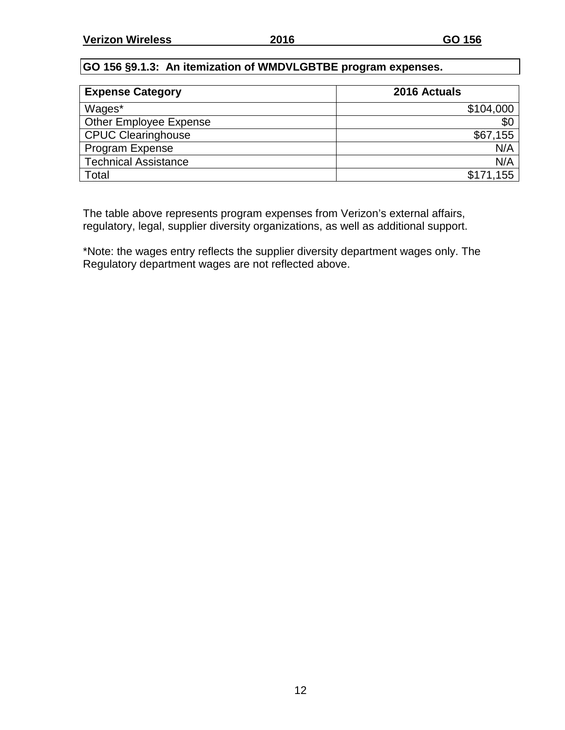## GO 156 §9.1.3: An itemization of WMDVLGBTBE program expenses.

| Expense Category | 2016 Actuals |
| --- | ---: |
| Wages* | $104,000 |
| Other Employee Expense | $0 |
| CPUC Clearinghouse | $67,155 |
| Program Expense | N/A |
| Technical Assistance | N/A |
| Total | $171,155 |

The table above represents program expenses from Verizon's external affairs, regulatory, legal, supplier diversity organizations, as well as additional support.

*Note: the wages entry reflects the supplier diversity department wages only. The Regulatory department wages are not reflected above.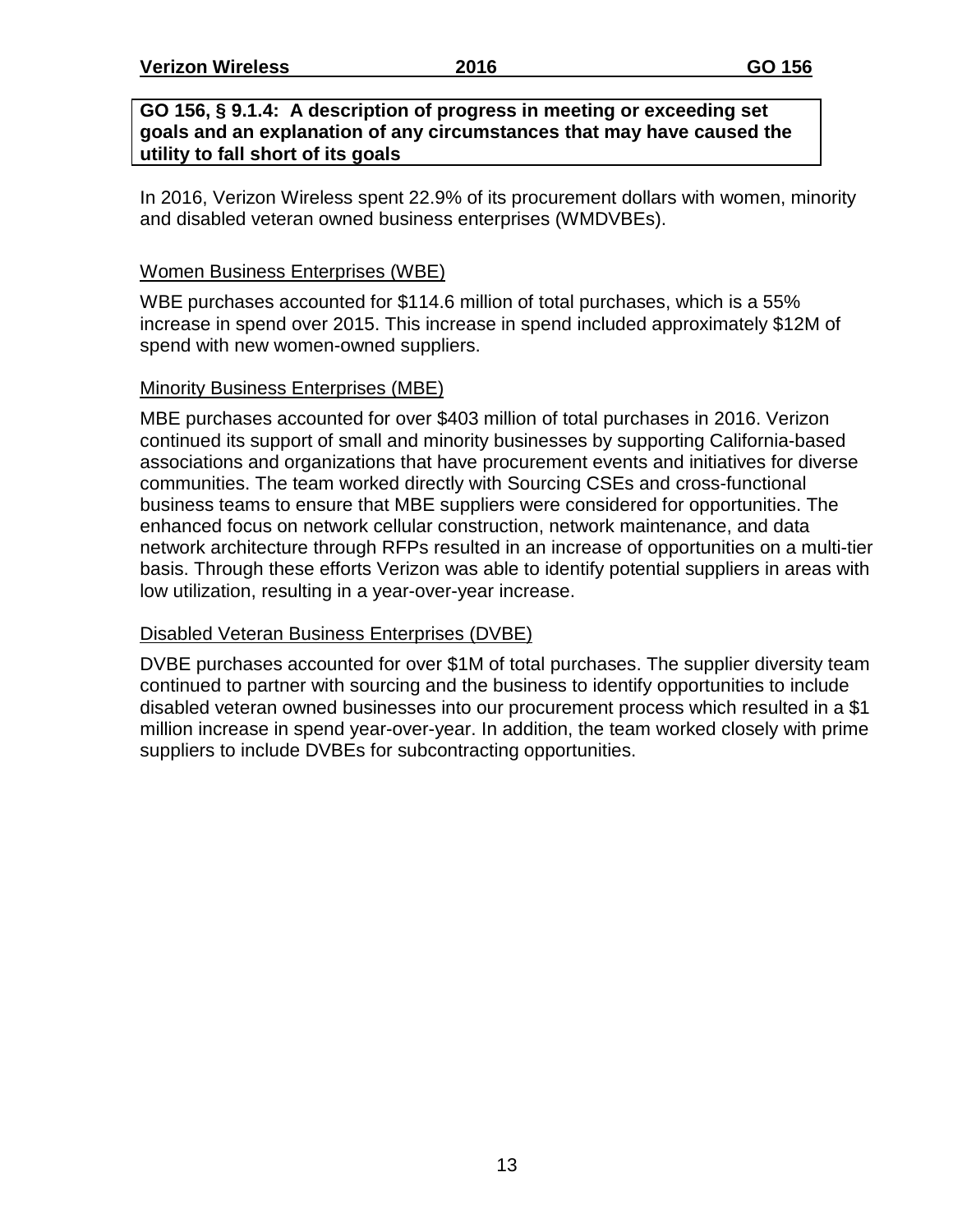## GO 156, § 9.1.4: A description of progress in meeting or exceeding set goals and an explanation of any circumstances that may have caused the utility to fall short of its goals

In 2016, Verizon Wireless spent 22.9% of its procurement dollars with women, minority and disabled veteran owned business enterprises (WMDVBEs).

### Women Business Enterprises (WBE)

WBE purchases accounted for $114.6 million of total purchases, which is a 55% increase in spend over 2015. This increase in spend included approximately $12M of spend with new women-owned suppliers.

### Minority Business Enterprises (MBE)

MBE purchases accounted for over $403 million of total purchases in 2016. Verizon continued its support of small and minority businesses by supporting California-based associations and organizations that have procurement events and initiatives for diverse communities. The team worked directly with Sourcing CSEs and cross-functional business teams to ensure that MBE suppliers were considered for opportunities. The enhanced focus on network cellular construction, network maintenance, and data network architecture through RFPs resulted in an increase of opportunities on a multi-tier basis. Through these efforts Verizon was able to identify potential suppliers in areas with low utilization, resulting in a year-over-year increase.

### Disabled Veteran Business Enterprises (DVBE)

DVBE purchases accounted for over $1M of total purchases. The supplier diversity team continued to partner with sourcing and the business to identify opportunities to include disabled veteran owned businesses into our procurement process which resulted in a $1 million increase in spend year-over-year. In addition, the team worked closely with prime suppliers to include DVBEs for subcontracting opportunities.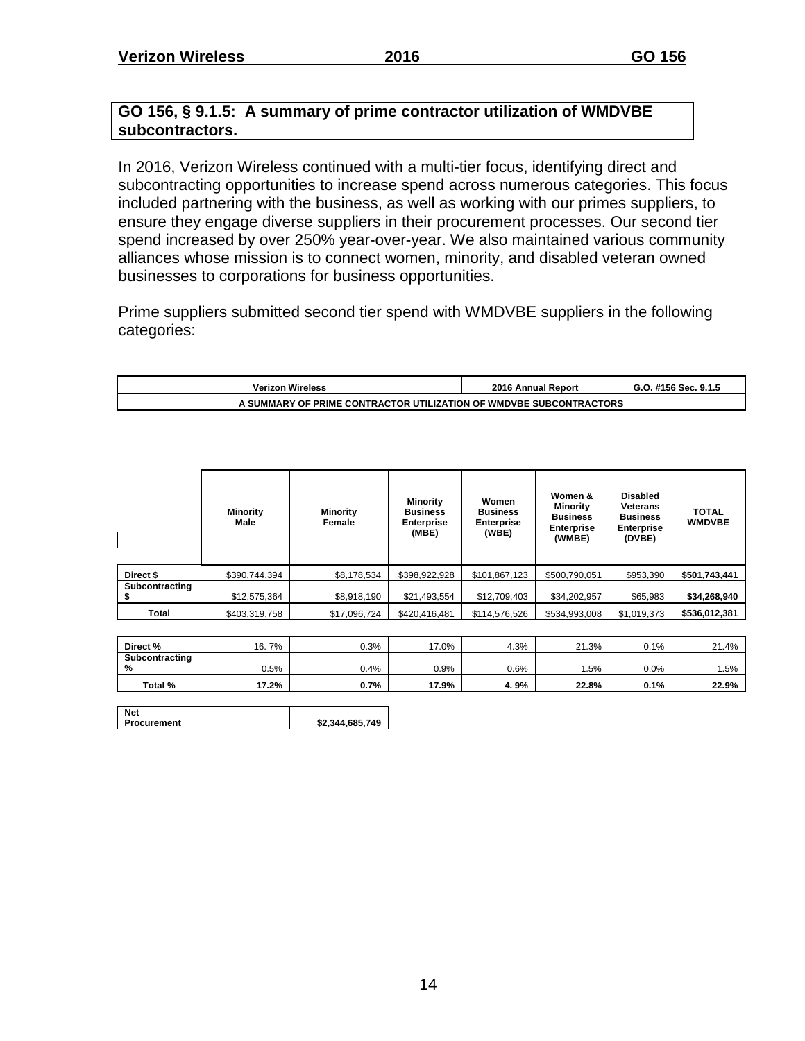## GO 156, § 9.1.5: A summary of prime contractor utilization of WMDVBE subcontractors.

In 2016, Verizon Wireless continued with a multi-tier focus, identifying direct and subcontracting opportunities to increase spend across numerous categories. This focus included partnering with the business, as well as working with our primes suppliers, to ensure they engage diverse suppliers in their procurement processes. Our second tier spend increased by over 250% year-over-year. We also maintained various community alliances whose mission is to connect women, minority, and disabled veteran owned businesses to corporations for business opportunities.

Prime suppliers submitted second tier spend with WMDVBE suppliers in the following categories:

| Verizon Wireless | 2016 Annual Report | G.O. #156 Sec. 9.1.5 |
|---|---|---|
| A SUMMARY OF PRIME CONTRACTOR UTILIZATION OF WMDVBE SUBCONTRACTORS | | |

| | Minority Male | Minority Female | Minority Business Enterprise (MBE) | Women Business Enterprise (WBE) | Women & Minority Business Enterprise (WMBE) | Disabled Veterans Business Enterprise (DVBE) | TOTAL WMDVBE |
|---|---|---|---|---|---|---|---|
| Direct $ | $390,744,394 | $8,178,534 | $398,922,928 | $101,867,123 | $500,790,051 | $953,390 | **$501,743,441** |
| Subcontracting $ | $12,575,364 | $8,918,190 | $21,493,554 | $12,709,403 | $34,202,957 | $65,983 | **$34,268,940** |
| Total | $403,319,758 | $17,096,724 | $420,416,481 | $114,576,526 | $534,993,008 | $1,019,373 | **$536,012,381** |

| | | | | | | | |
|---|---|---|---|---|---|---|---|
| Direct % | 16. 7% | 0.3% | 17.0% | 4.3% | 21.3% | 0.1% | 21.4% |
| Subcontracting % | 0.5% | 0.4% | 0.9% | 0.6% | 1.5% | 0.0% | 1.5% |
| Total % | **17.2%** | **0.7%** | **17.9%** | **4. 9%** | **22.8%** | **0.1%** | **22.9%** |

| | |
|---|---|
| Net Procurement | $2,344,685,749 |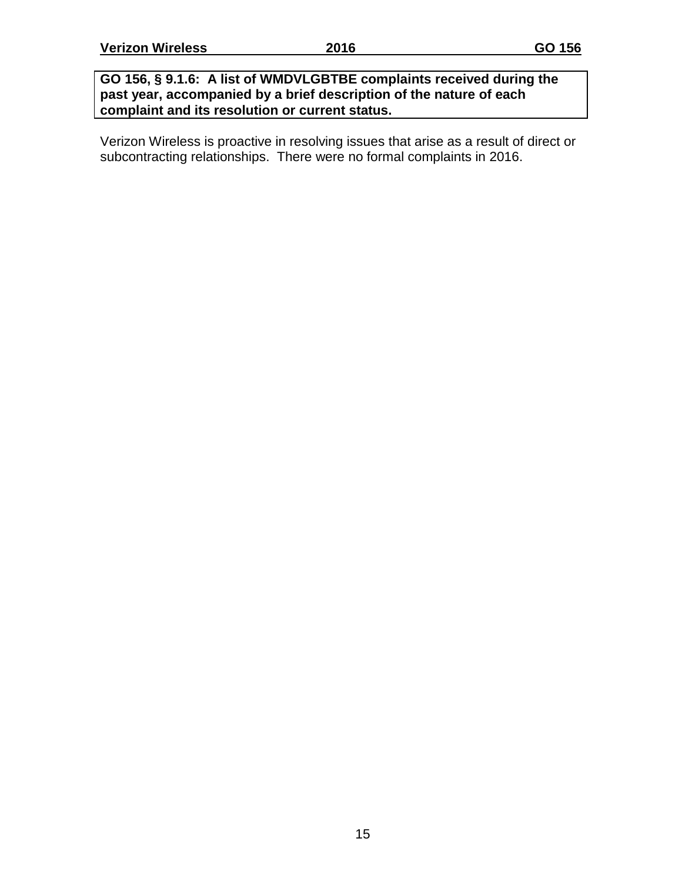**GO 156, § 9.1.6: A list of WMDVLGBTBE complaints received during the past year, accompanied by a brief description of the nature of each complaint and its resolution or current status.**

Verizon Wireless is proactive in resolving issues that arise as a result of direct or subcontracting relationships. There were no formal complaints in 2016.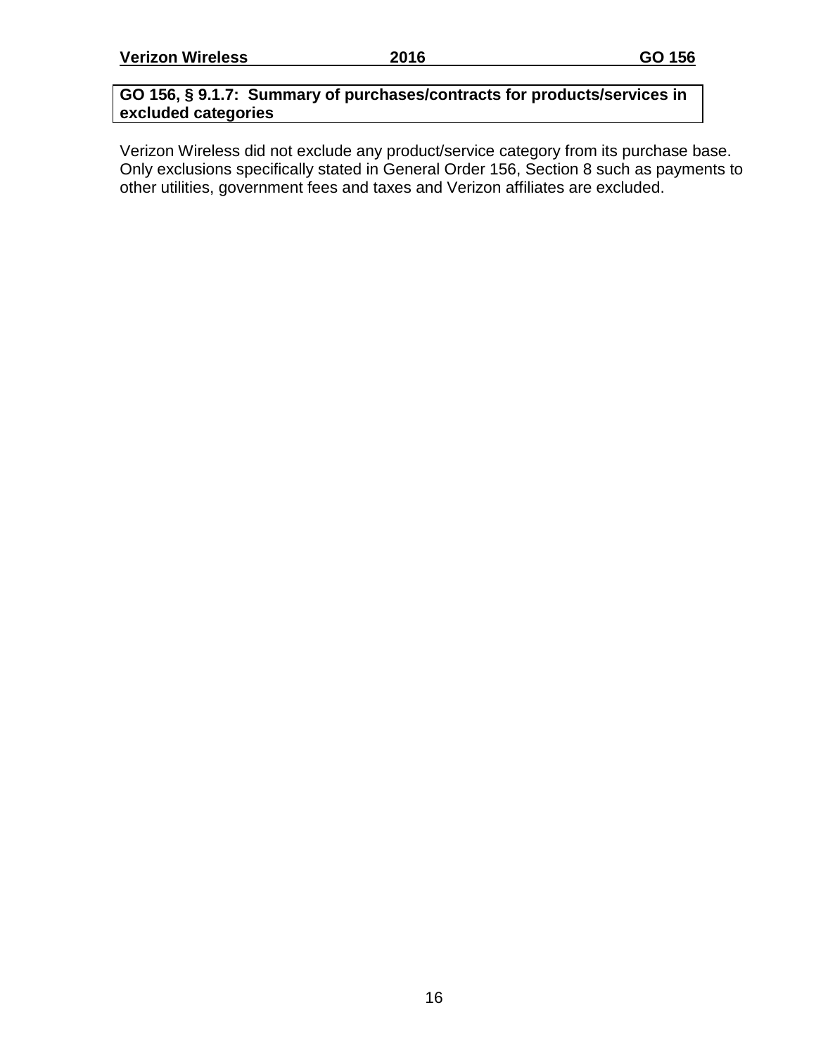## GO 156, § 9.1.7: Summary of purchases/contracts for products/services in excluded categories

Verizon Wireless did not exclude any product/service category from its purchase base. Only exclusions specifically stated in General Order 156, Section 8 such as payments to other utilities, government fees and taxes and Verizon affiliates are excluded.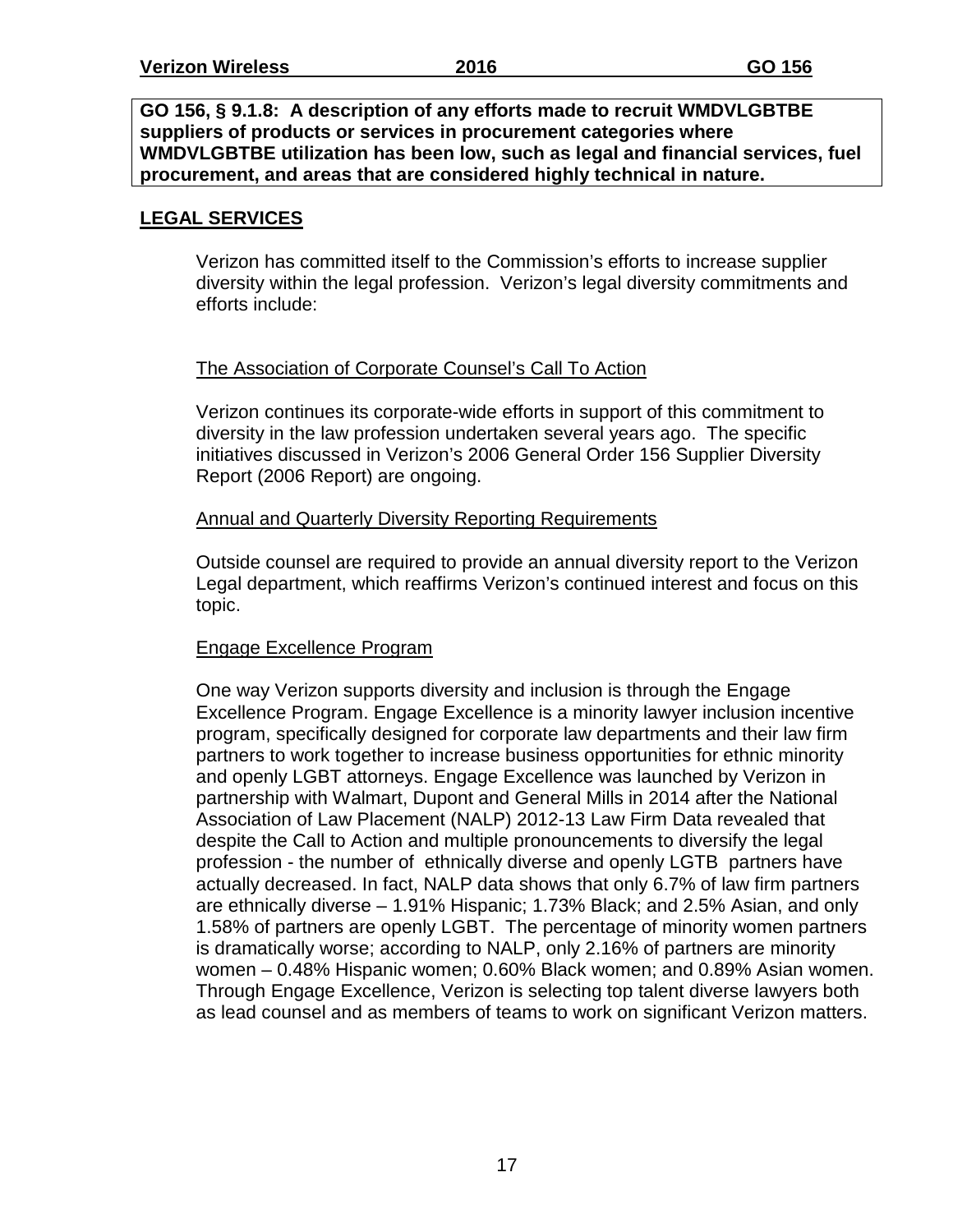**GO 156, § 9.1.8: A description of any efforts made to recruit WMDVLGBTBE suppliers of products or services in procurement categories where WMDVLGBTBE utilization has been low, such as legal and financial services, fuel procurement, and areas that are considered highly technical in nature.**

## LEGAL SERVICES

Verizon has committed itself to the Commission's efforts to increase supplier diversity within the legal profession. Verizon's legal diversity commitments and efforts include:

The Association of Corporate Counsel's Call To Action

Verizon continues its corporate-wide efforts in support of this commitment to diversity in the law profession undertaken several years ago. The specific initiatives discussed in Verizon's 2006 General Order 156 Supplier Diversity Report (2006 Report) are ongoing.

Annual and Quarterly Diversity Reporting Requirements

Outside counsel are required to provide an annual diversity report to the Verizon Legal department, which reaffirms Verizon's continued interest and focus on this topic.

Engage Excellence Program

One way Verizon supports diversity and inclusion is through the Engage Excellence Program. Engage Excellence is a minority lawyer inclusion incentive program, specifically designed for corporate law departments and their law firm partners to work together to increase business opportunities for ethnic minority and openly LGBT attorneys. Engage Excellence was launched by Verizon in partnership with Walmart, Dupont and General Mills in 2014 after the National Association of Law Placement (NALP) 2012-13 Law Firm Data revealed that despite the Call to Action and multiple pronouncements to diversify the legal profession - the number of ethnically diverse and openly LGTB partners have actually decreased. In fact, NALP data shows that only 6.7% of law firm partners are ethnically diverse – 1.91% Hispanic; 1.73% Black; and 2.5% Asian, and only 1.58% of partners are openly LGBT. The percentage of minority women partners is dramatically worse; according to NALP, only 2.16% of partners are minority women – 0.48% Hispanic women; 0.60% Black women; and 0.89% Asian women. Through Engage Excellence, Verizon is selecting top talent diverse lawyers both as lead counsel and as members of teams to work on significant Verizon matters.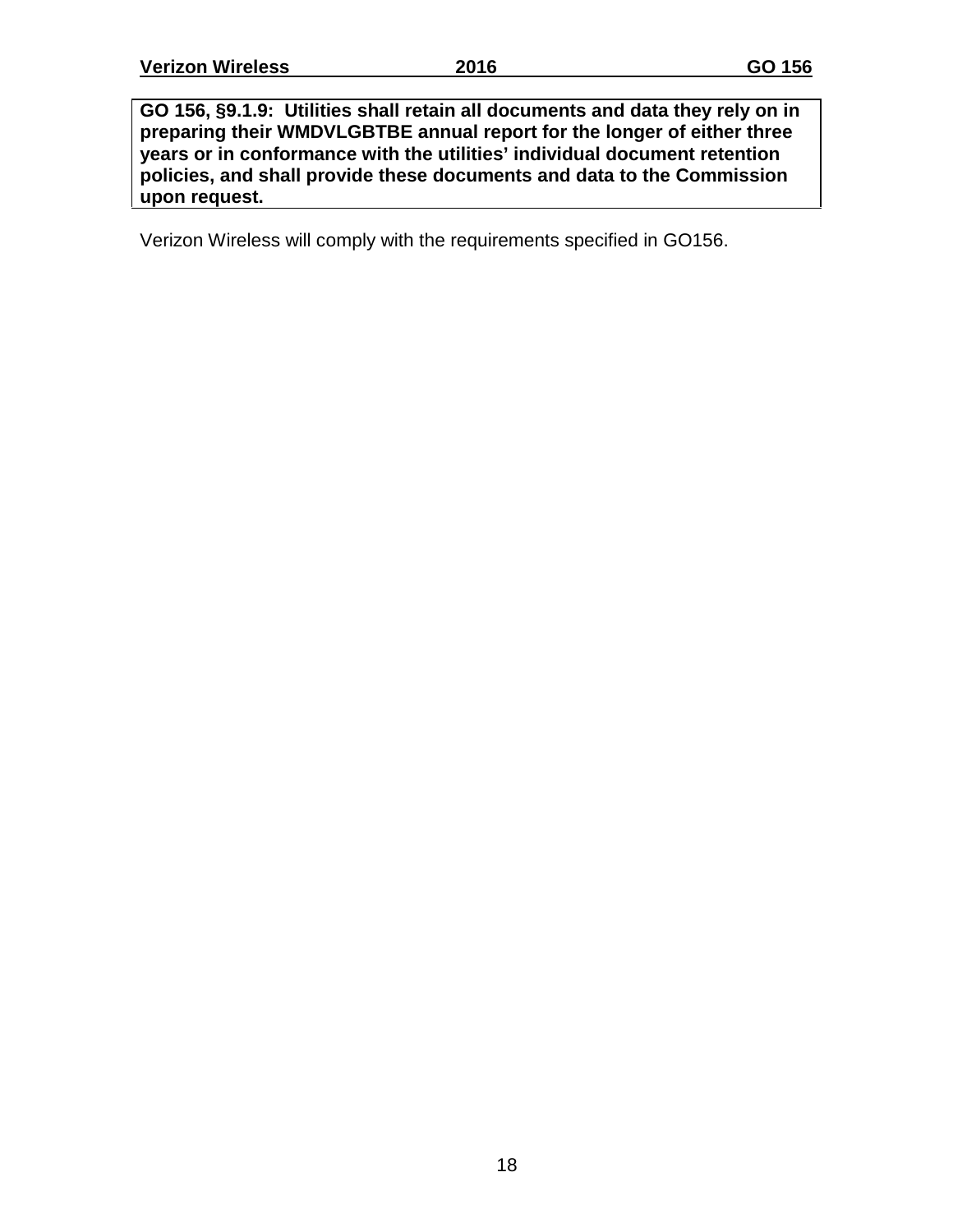**GO 156, §9.1.9: Utilities shall retain all documents and data they rely on in preparing their WMDVLGBTBE annual report for the longer of either three years or in conformance with the utilities' individual document retention policies, and shall provide these documents and data to the Commission upon request.**

Verizon Wireless will comply with the requirements specified in GO156.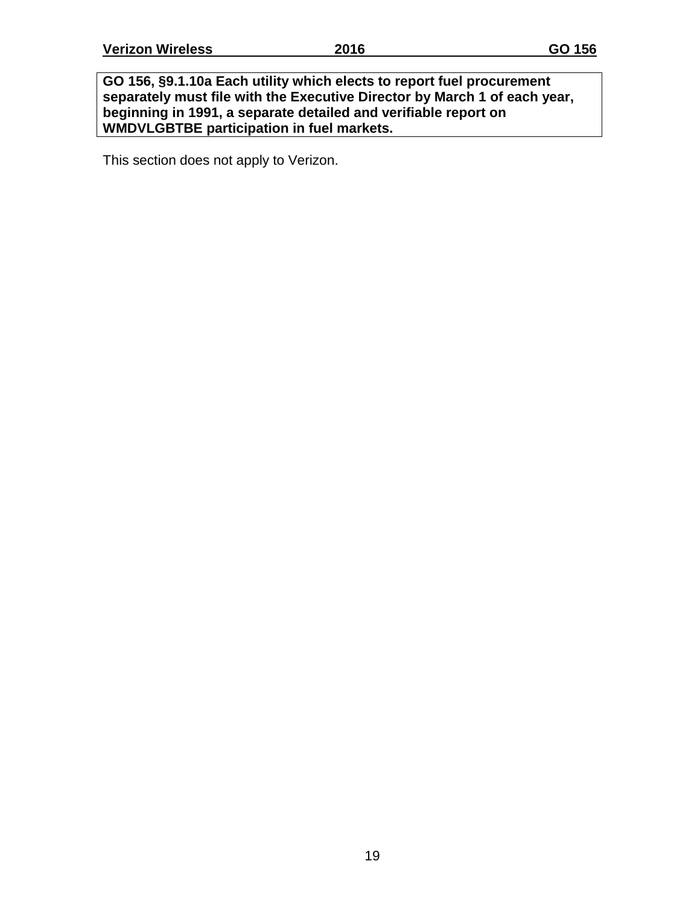**GO 156, §9.1.10a Each utility which elects to report fuel procurement separately must file with the Executive Director by March 1 of each year, beginning in 1991, a separate detailed and verifiable report on WMDVLGBTBE participation in fuel markets.**

This section does not apply to Verizon.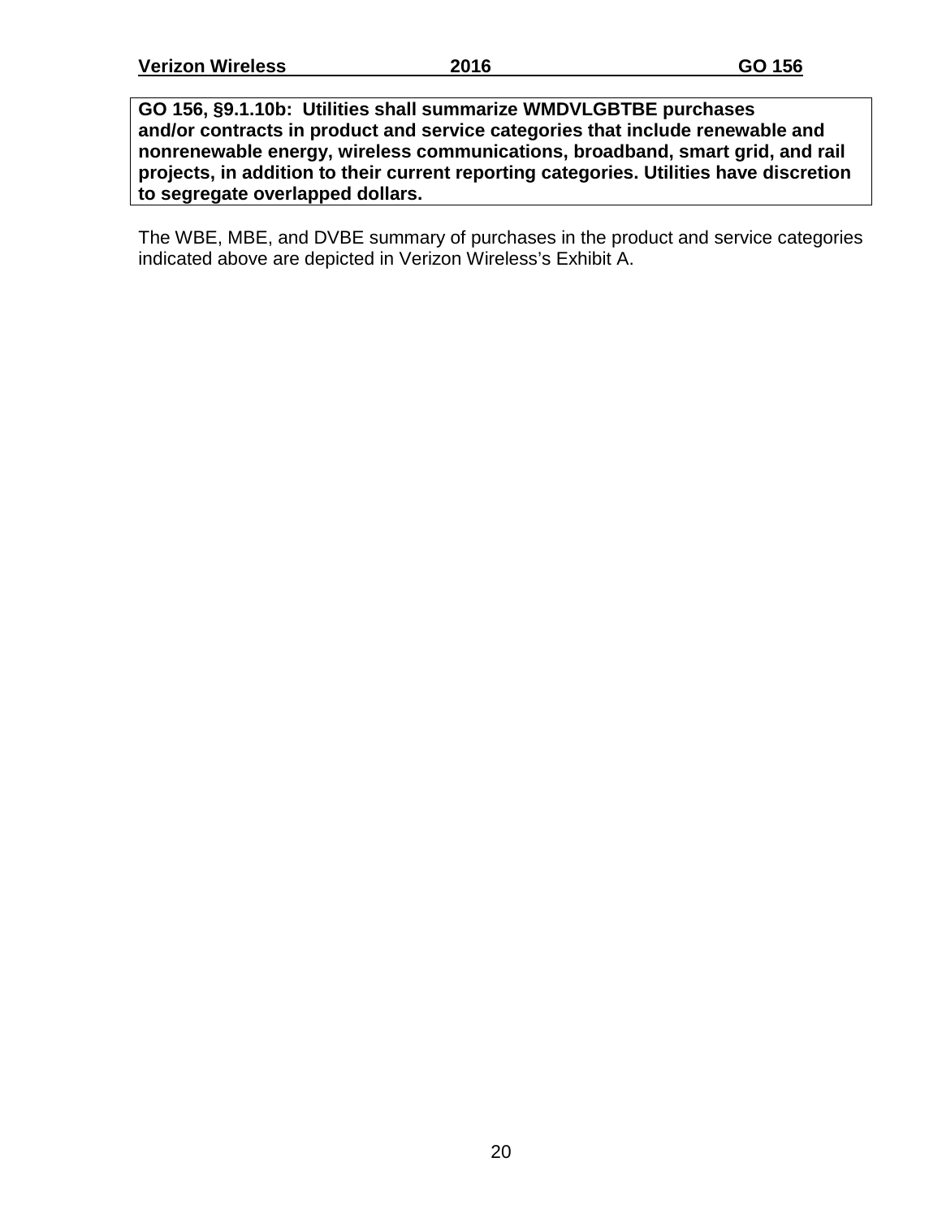**GO 156, §9.1.10b: Utilities shall summarize WMDVLGBTBE purchases and/or contracts in product and service categories that include renewable and nonrenewable energy, wireless communications, broadband, smart grid, and rail projects, in addition to their current reporting categories. Utilities have discretion to segregate overlapped dollars.**

The WBE, MBE, and DVBE summary of purchases in the product and service categories indicated above are depicted in Verizon Wireless's Exhibit A.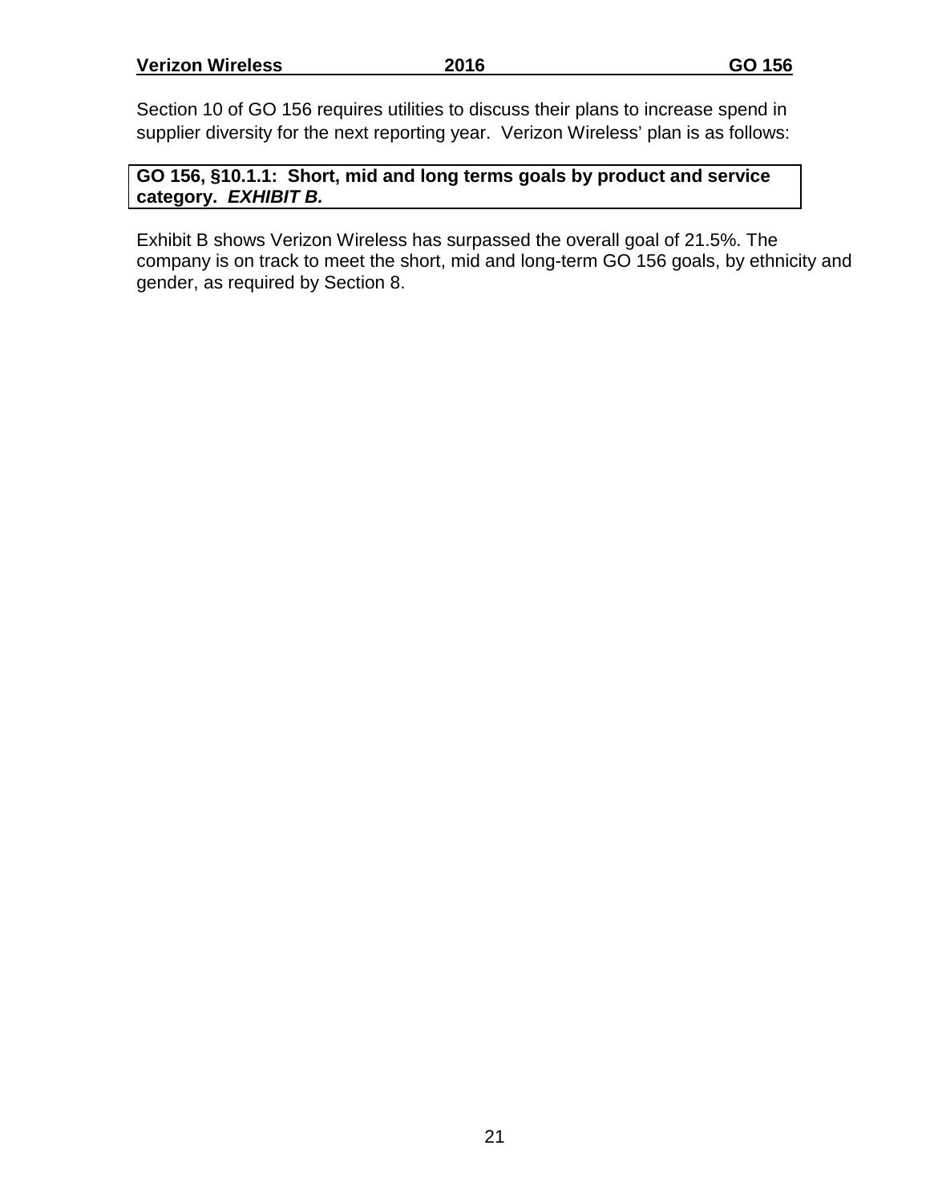Section 10 of GO 156 requires utilities to discuss their plans to increase spend in supplier diversity for the next reporting year. Verizon Wireless' plan is as follows:

**GO 156, §10.1.1: Short, mid and long terms goals by product and service category. *EXHIBIT B.***

Exhibit B shows Verizon Wireless has surpassed the overall goal of 21.5%. The company is on track to meet the short, mid and long-term GO 156 goals, by ethnicity and gender, as required by Section 8.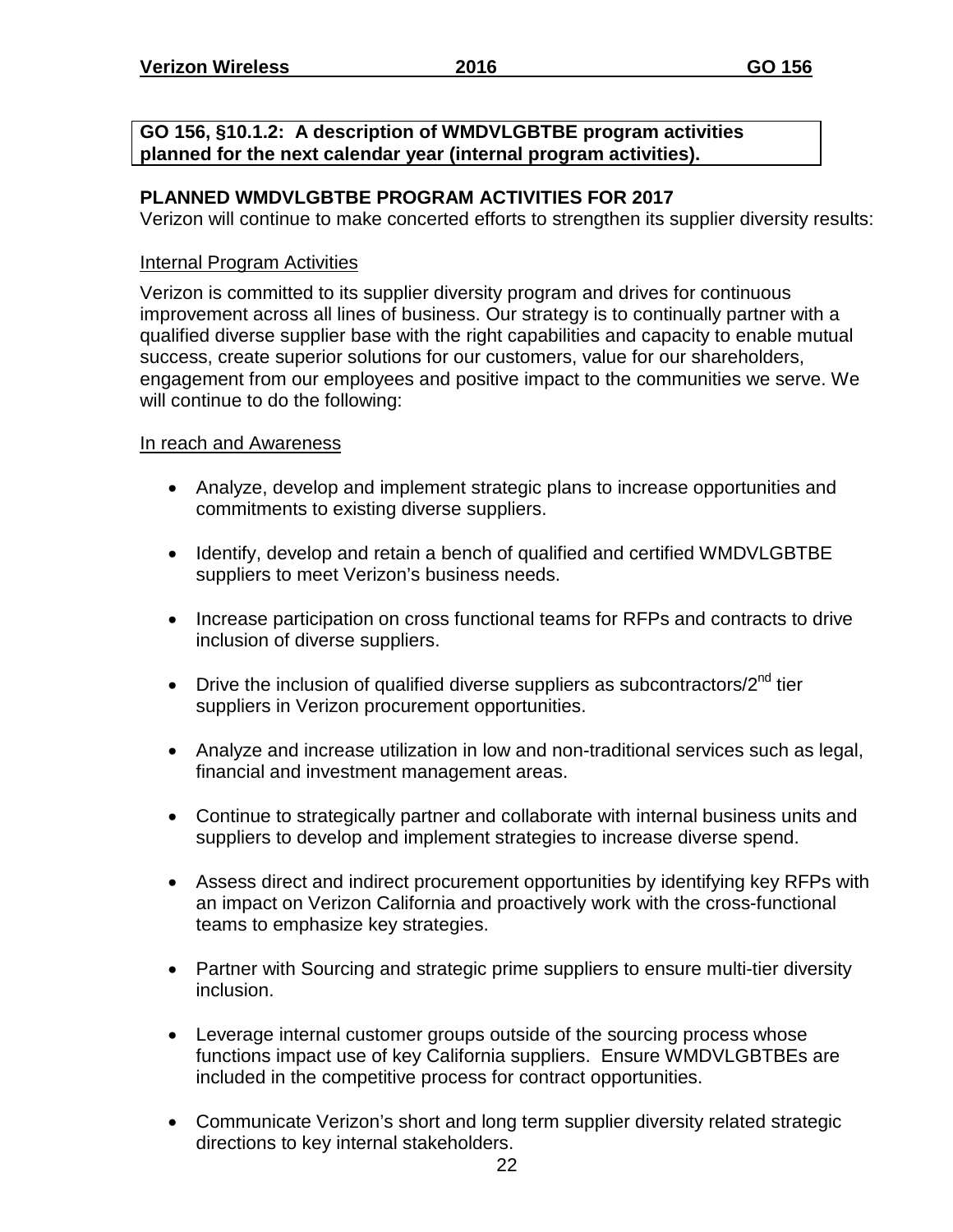**GO 156, §10.1.2: A description of WMDVLGBTBE program activities planned for the next calendar year (internal program activities).**

## PLANNED WMDVLGBTBE PROGRAM ACTIVITIES FOR 2017

Verizon will continue to make concerted efforts to strengthen its supplier diversity results:

Internal Program Activities

Verizon is committed to its supplier diversity program and drives for continuous improvement across all lines of business. Our strategy is to continually partner with a qualified diverse supplier base with the right capabilities and capacity to enable mutual success, create superior solutions for our customers, value for our shareholders, engagement from our employees and positive impact to the communities we serve. We will continue to do the following:

In reach and Awareness

- Analyze, develop and implement strategic plans to increase opportunities and commitments to existing diverse suppliers.
- Identify, develop and retain a bench of qualified and certified WMDVLGBTBE suppliers to meet Verizon's business needs.
- Increase participation on cross functional teams for RFPs and contracts to drive inclusion of diverse suppliers.
- Drive the inclusion of qualified diverse suppliers as subcontractors/2nd tier suppliers in Verizon procurement opportunities.
- Analyze and increase utilization in low and non-traditional services such as legal, financial and investment management areas.
- Continue to strategically partner and collaborate with internal business units and suppliers to develop and implement strategies to increase diverse spend.
- Assess direct and indirect procurement opportunities by identifying key RFPs with an impact on Verizon California and proactively work with the cross-functional teams to emphasize key strategies.
- Partner with Sourcing and strategic prime suppliers to ensure multi-tier diversity inclusion.
- Leverage internal customer groups outside of the sourcing process whose functions impact use of key California suppliers. Ensure WMDVLGBTBEs are included in the competitive process for contract opportunities.
- Communicate Verizon's short and long term supplier diversity related strategic directions to key internal stakeholders.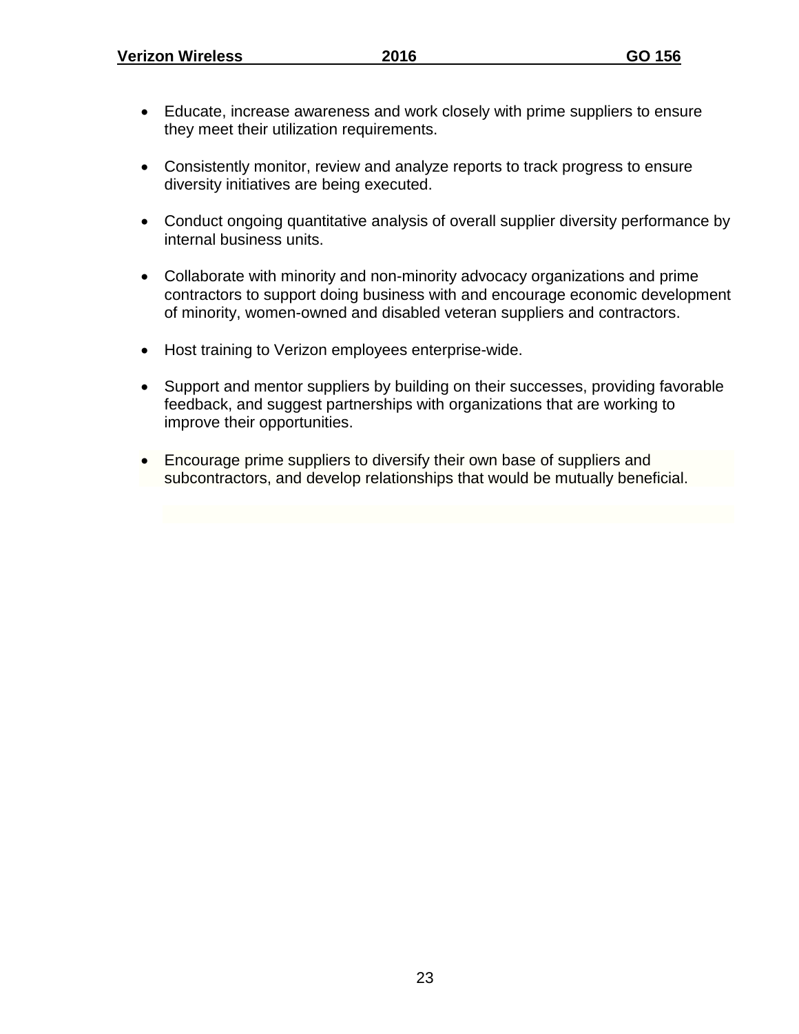- Educate, increase awareness and work closely with prime suppliers to ensure they meet their utilization requirements.

- Consistently monitor, review and analyze reports to track progress to ensure diversity initiatives are being executed.

- Conduct ongoing quantitative analysis of overall supplier diversity performance by internal business units.

- Collaborate with minority and non-minority advocacy organizations and prime contractors to support doing business with and encourage economic development of minority, women-owned and disabled veteran suppliers and contractors.

- Host training to Verizon employees enterprise-wide.

- Support and mentor suppliers by building on their successes, providing favorable feedback, and suggest partnerships with organizations that are working to improve their opportunities.

- Encourage prime suppliers to diversify their own base of suppliers and subcontractors, and develop relationships that would be mutually beneficial.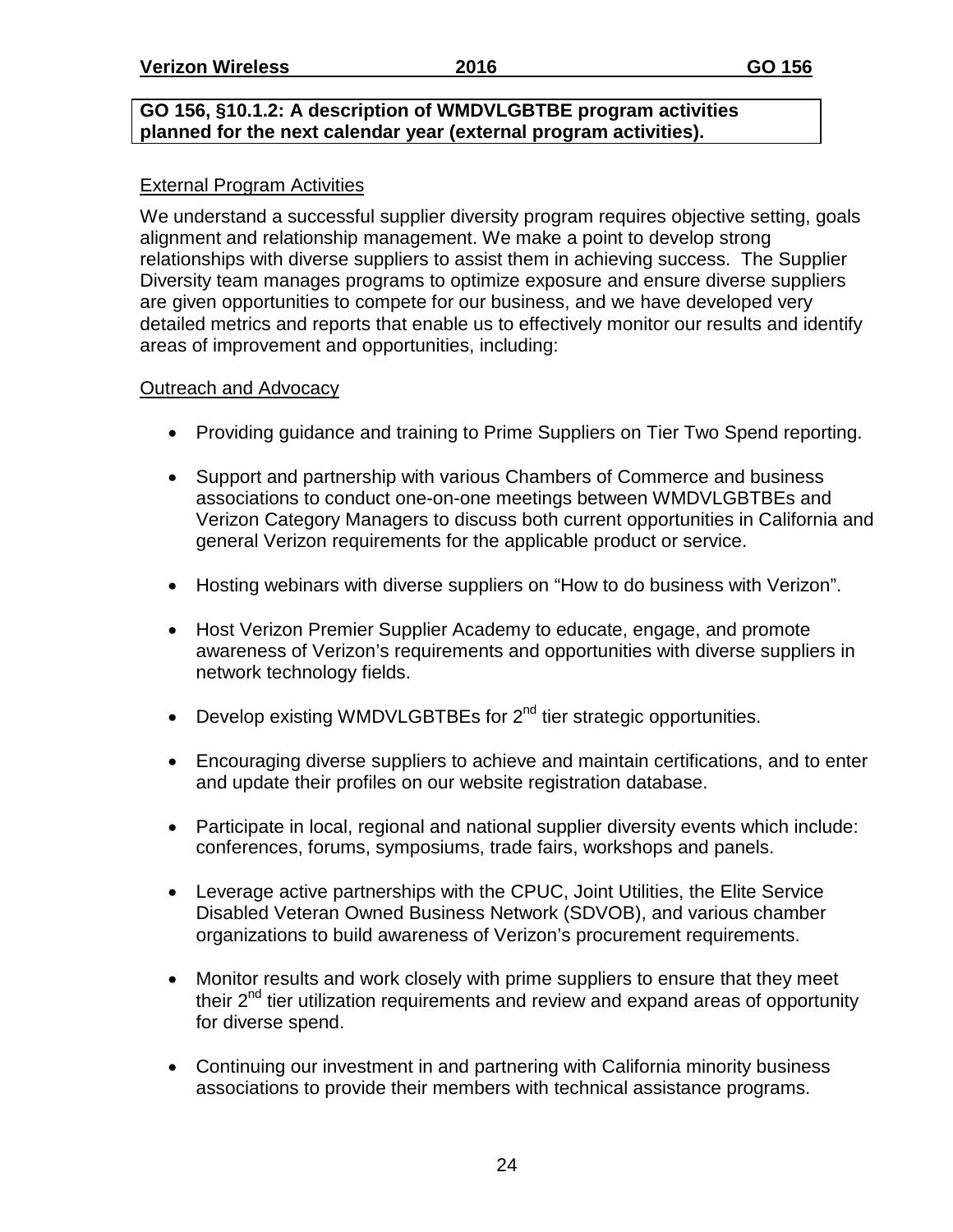**GO 156, §10.1.2: A description of WMDVLGBTBE program activities planned for the next calendar year (external program activities).**

External Program Activities

We understand a successful supplier diversity program requires objective setting, goals alignment and relationship management. We make a point to develop strong relationships with diverse suppliers to assist them in achieving success. The Supplier Diversity team manages programs to optimize exposure and ensure diverse suppliers are given opportunities to compete for our business, and we have developed very detailed metrics and reports that enable us to effectively monitor our results and identify areas of improvement and opportunities, including:

Outreach and Advocacy

- Providing guidance and training to Prime Suppliers on Tier Two Spend reporting.
- Support and partnership with various Chambers of Commerce and business associations to conduct one-on-one meetings between WMDVLGBTBEs and Verizon Category Managers to discuss both current opportunities in California and general Verizon requirements for the applicable product or service.
- Hosting webinars with diverse suppliers on "How to do business with Verizon".
- Host Verizon Premier Supplier Academy to educate, engage, and promote awareness of Verizon's requirements and opportunities with diverse suppliers in network technology fields.
- Develop existing WMDVLGBTBEs for 2nd tier strategic opportunities.
- Encouraging diverse suppliers to achieve and maintain certifications, and to enter and update their profiles on our website registration database.
- Participate in local, regional and national supplier diversity events which include: conferences, forums, symposiums, trade fairs, workshops and panels.
- Leverage active partnerships with the CPUC, Joint Utilities, the Elite Service Disabled Veteran Owned Business Network (SDVOB), and various chamber organizations to build awareness of Verizon's procurement requirements.
- Monitor results and work closely with prime suppliers to ensure that they meet their 2nd tier utilization requirements and review and expand areas of opportunity for diverse spend.
- Continuing our investment in and partnering with California minority business associations to provide their members with technical assistance programs.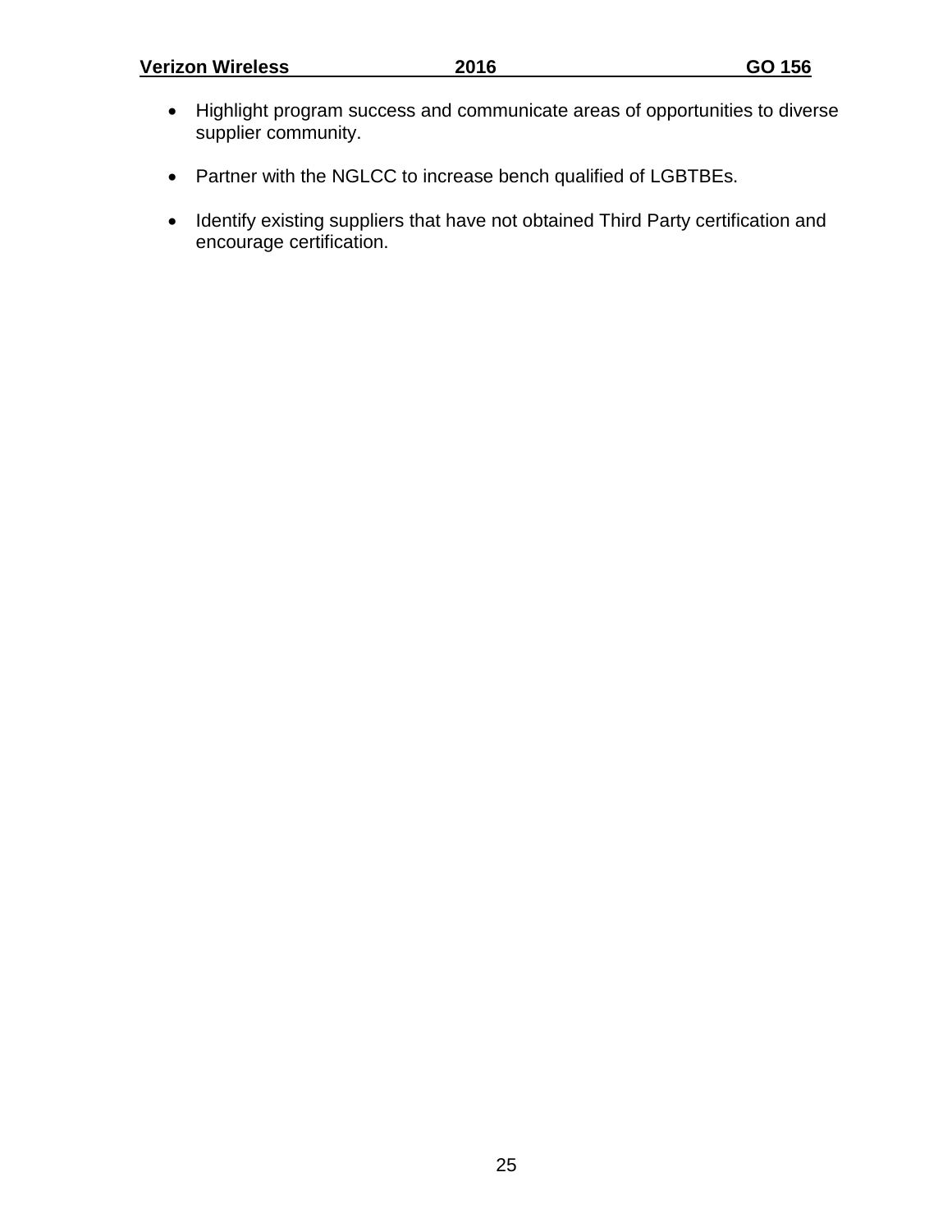- Highlight program success and communicate areas of opportunities to diverse supplier community.

- Partner with the NGLCC to increase bench qualified of LGBTBEs.

- Identify existing suppliers that have not obtained Third Party certification and encourage certification.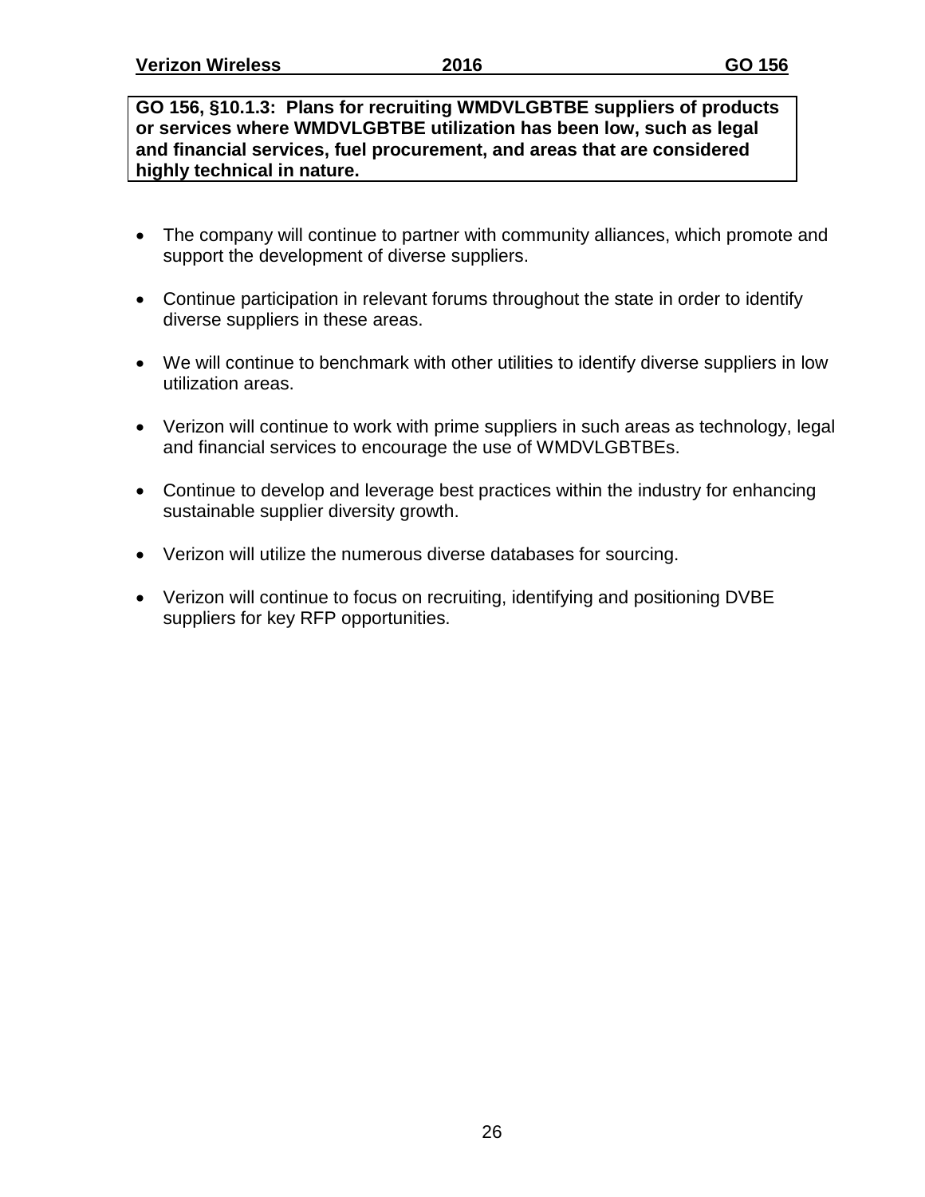**GO 156, §10.1.3: Plans for recruiting WMDVLGBTBE suppliers of products or services where WMDVLGBTBE utilization has been low, such as legal and financial services, fuel procurement, and areas that are considered highly technical in nature.**

- The company will continue to partner with community alliances, which promote and support the development of diverse suppliers.
- Continue participation in relevant forums throughout the state in order to identify diverse suppliers in these areas.
- We will continue to benchmark with other utilities to identify diverse suppliers in low utilization areas.
- Verizon will continue to work with prime suppliers in such areas as technology, legal and financial services to encourage the use of WMDVLGBTBEs.
- Continue to develop and leverage best practices within the industry for enhancing sustainable supplier diversity growth.
- Verizon will utilize the numerous diverse databases for sourcing.
- Verizon will continue to focus on recruiting, identifying and positioning DVBE suppliers for key RFP opportunities.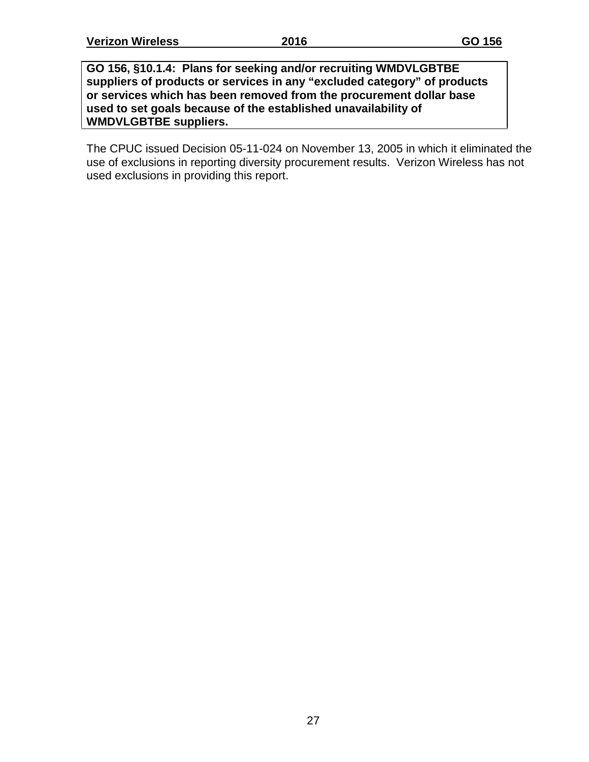**GO 156, §10.1.4: Plans for seeking and/or recruiting WMDVLGBTBE suppliers of products or services in any "excluded category" of products or services which has been removed from the procurement dollar base used to set goals because of the established unavailability of WMDVLGBTBE suppliers.**

The CPUC issued Decision 05-11-024 on November 13, 2005 in which it eliminated the use of exclusions in reporting diversity procurement results. Verizon Wireless has not used exclusions in providing this report.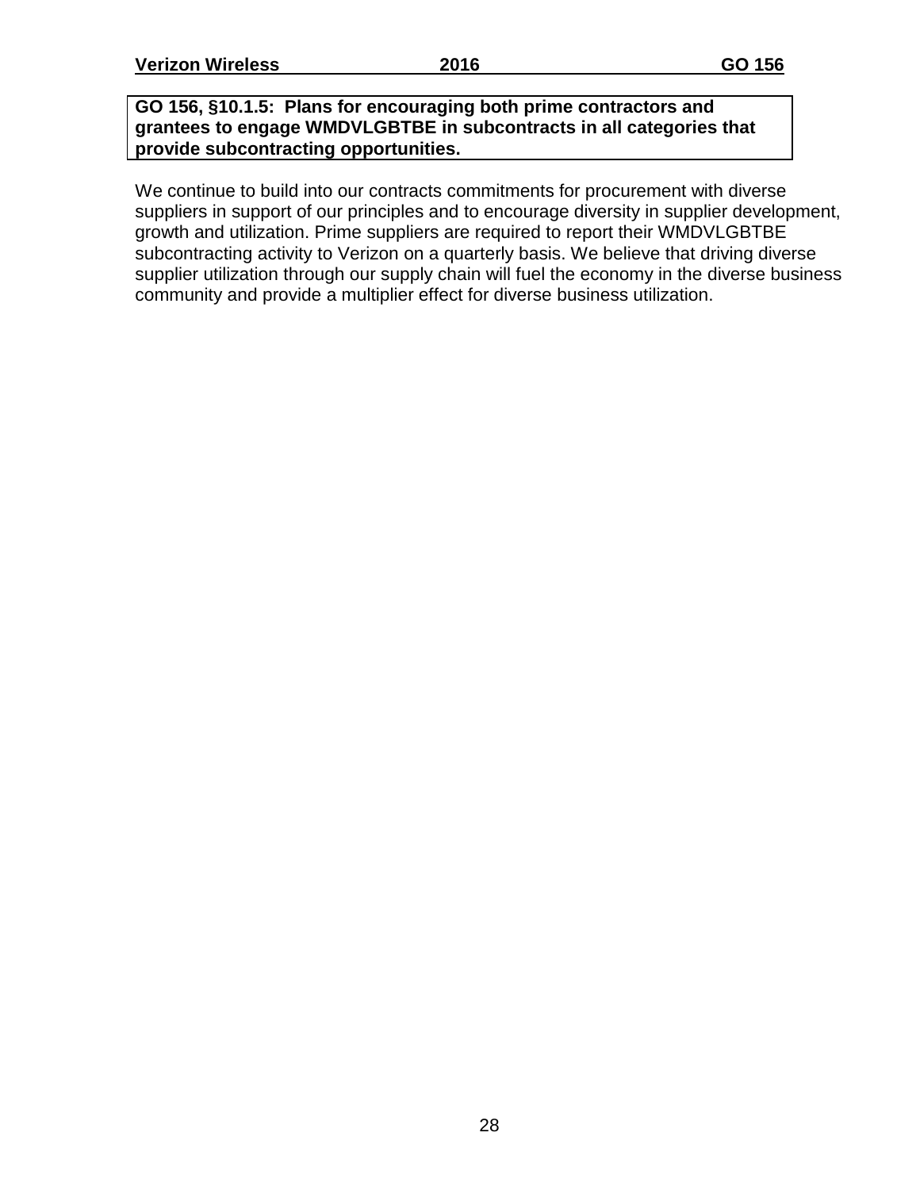**GO 156, §10.1.5: Plans for encouraging both prime contractors and grantees to engage WMDVLGBTBE in subcontracts in all categories that provide subcontracting opportunities.**

We continue to build into our contracts commitments for procurement with diverse suppliers in support of our principles and to encourage diversity in supplier development, growth and utilization. Prime suppliers are required to report their WMDVLGBTBE subcontracting activity to Verizon on a quarterly basis. We believe that driving diverse supplier utilization through our supply chain will fuel the economy in the diverse business community and provide a multiplier effect for diverse business utilization.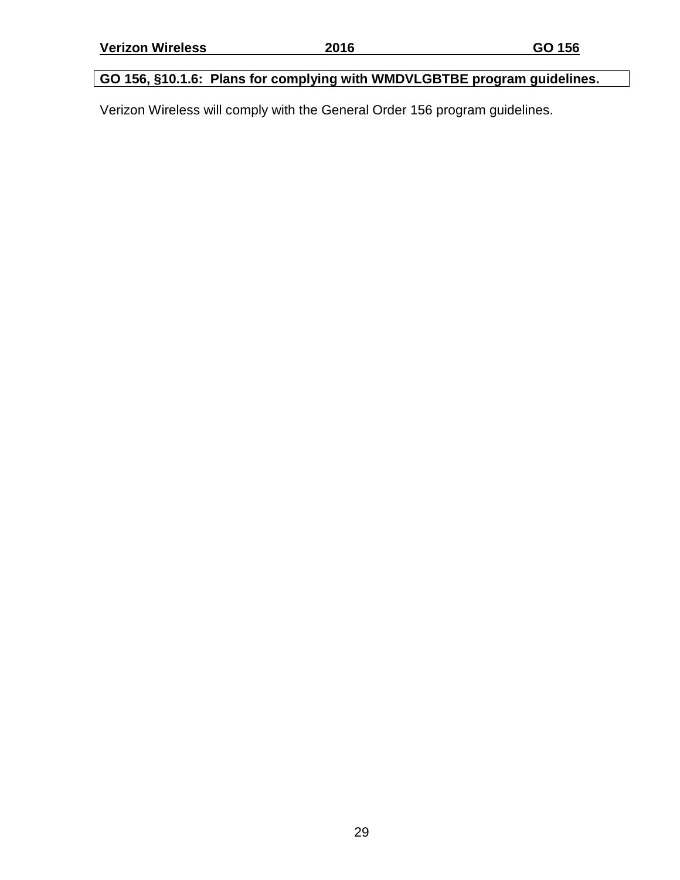**GO 156, §10.1.6: Plans for complying with WMDVLGBTBE program guidelines.**

Verizon Wireless will comply with the General Order 156 program guidelines.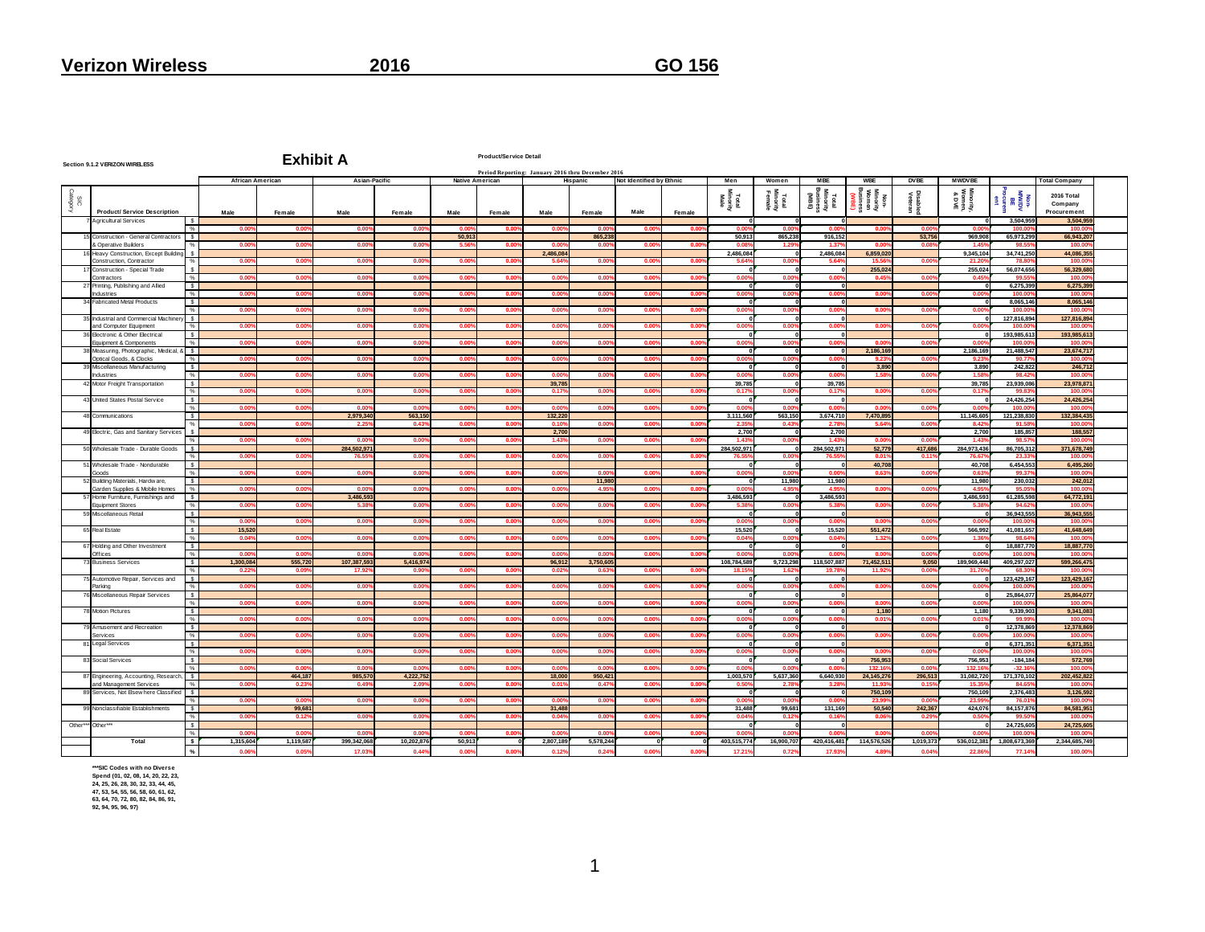# Verizon Wireless 2016 GO 156

**Section 9.1.2 VERIZON WIRELESS**

## Exhibit A

**Product/Service Detail**

Period Reporting: January 2016 thru December 2016

| SIC Category | Product/ Service Description | | African American | | Asian-Pacific | | Native American | | Hispanic | | Not Identified by Ethnic | | Men | Women | MBE | WBE | DVBE | MWDVBE | | Total Company |
|---|---|---|---|---|---|---|---|---|---|---|---|---|---|---|---|---|---|---|---|---|
| | | | Male | Female | Male | Female | Male | Female | Male | Female | Male | Female | Total Minority Male | Total Minority Female | Total Minority Business (MBE) | Non-Minority Women Business (WBE) | Disabled Veteran | Minority, Women, & DVE | Non-MWDVBE Procurement | 2016 Total Company Procurement |
| 7 | Agricultural Services | $ | | | | | | | | | | | 0 | 0 | 0 | | | 0 | 3,504,959 | 3,504,959 |
| | | % | 0.00% | 0.00% | 0.00% | 0.00% | 0.00% | 0.00% | 0.00% | 0.00% | 0.00% | 0.00% | 0.00% | 0.00% | 0.00% | 0.00% | 0.00% | 0.00% | 100.00% | 100.00% |
| 15 | Construction - General Contractors & Operative Builders | $ | | | | | 50,913 | | | 865,238 | | | 50,913 | 865,238 | 916,152 | | 53,756 | 969,908 | 65,973,299 | 66,943,207 |
| | | % | 0.00% | 0.00% | 0.00% | 0.00% | 5.56% | 0.00% | 0.00% | 0.00% | 0.00% | 0.00% | 0.08% | 1.29% | 1.37% | 0.00% | 0.08% | 1.45% | 98.55% | 100.00% |
| 16 | Heavy Construction, Except Building Construction, Contractor | $ | | | | | | | 2,486,084 | | | | 2,486,084 | 0 | 2,486,084 | 6,859,020 | | 9,345,104 | 34,741,250 | 44,086,355 |
| | | % | 0.00% | 0.00% | 0.00% | 0.00% | 0.00% | 0.00% | 5.64% | 0.00% | 0.00% | 0.00% | 5.64% | 0.00% | 5.64% | 15.56% | 0.00% | 21.20% | 78.80% | 100.00% |
| 17 | Construction - Special Trade Contractors | $ | | | | | | | | | | | 0 | 0 | 0 | 255,024 | | 255,024 | 56,074,656 | 56,329,680 |
| | | % | 0.00% | 0.00% | 0.00% | 0.00% | 0.00% | 0.00% | 0.00% | 0.00% | 0.00% | 0.00% | 0.00% | 0.00% | 0.00% | 0.45% | 0.00% | 0.45% | 99.55% | 100.00% |
| 27 | Printing, Publishing and Allied Industries | $ | | | | | | | | | | | 0 | 0 | 0 | | | 0 | 6,275,399 | 6,275,399 |
| | | % | 0.00% | 0.00% | 0.00% | 0.00% | 0.00% | 0.00% | 0.00% | 0.00% | 0.00% | 0.00% | 0.00% | 0.00% | 0.00% | 0.00% | 0.00% | 0.00% | 100.00% | 100.00% |
| 34 | Fabricated Metal Products | $ | | | | | | | | | | | 0 | 0 | 0 | | | 0 | 8,065,146 | 8,065,146 |
| | | % | 0.00% | 0.00% | 0.00% | 0.00% | 0.00% | 0.00% | 0.00% | 0.00% | 0.00% | 0.00% | 0.00% | 0.00% | 0.00% | 0.00% | 0.00% | 0.00% | 100.00% | 100.00% |
| 35 | Industrial and Commercial Machinery and Computer Equipment | $ | | | | | | | | | | | 0 | 0 | 0 | | | 0 | 127,816,894 | 127,816,894 |
| | | % | 0.00% | 0.00% | 0.00% | 0.00% | 0.00% | 0.00% | 0.00% | 0.00% | 0.00% | 0.00% | 0.00% | 0.00% | 0.00% | 0.00% | 0.00% | 0.00% | 100.00% | 100.00% |
| 36 | Electronic & Other Electrical Equipment & Components | $ | | | | | | | | | | | 0 | 0 | 0 | | | 0 | 193,985,613 | 193,985,613 |
| | | % | 0.00% | 0.00% | 0.00% | 0.00% | 0.00% | 0.00% | 0.00% | 0.00% | 0.00% | 0.00% | 0.00% | 0.00% | 0.00% | 0.00% | 0.00% | 0.00% | 100.00% | 100.00% |
| 38 | Measuring, Photographic, Medical, & Optical Goods, & Clocks | $ | | | | | | | | | | | 0 | 0 | 0 | 2,186,169 | | 2,186,169 | 21,488,547 | 23,674,717 |
| | | % | 0.00% | 0.00% | 0.00% | 0.00% | 0.00% | 0.00% | 0.00% | 0.00% | 0.00% | 0.00% | 0.00% | 0.00% | 0.00% | 9.23% | 0.00% | 9.23% | 90.77% | 100.00% |
| 39 | Miscellaneous Manufacturing Industries | $ | | | | | | | | | | | 0 | 0 | 0 | 3,890 | | 3,890 | 242,822 | 246,712 |
| | | % | 0.00% | 0.00% | 0.00% | 0.00% | 0.00% | 0.00% | 0.00% | 0.00% | 0.00% | 0.00% | 0.00% | 0.00% | 0.00% | 1.58% | 0.00% | 1.58% | 98.42% | 100.00% |
| 42 | Motor Freight Transportation | $ | | | | | | | 39,785 | | | | 39,785 | 0 | 39,785 | | | 39,785 | 23,939,086 | 23,978,871 |
| | | % | 0.00% | 0.00% | 0.00% | 0.00% | 0.00% | 0.00% | 0.17% | 0.00% | 0.00% | 0.00% | 0.17% | 0.00% | 0.17% | 0.00% | 0.00% | 0.17% | 99.83% | 100.00% |
| 43 | United States Postal Service | $ | | | | | | | | | | | 0 | 0 | 0 | | | 0 | 24,426,254 | 24,426,254 |
| | | % | 0.00% | 0.00% | 0.00% | 0.00% | 0.00% | 0.00% | 0.00% | 0.00% | 0.00% | 0.00% | 0.00% | 0.00% | 0.00% | 0.00% | 0.00% | 0.00% | 100.00% | 100.00% |
| 48 | Communications | $ | | | 2,979,340 | 563,150 | | | 132,220 | | | | 3,111,560 | 563,150 | 3,674,710 | 7,470,895 | | 11,145,605 | 121,238,830 | 132,384,435 |
| | | % | 0.00% | 0.00% | 2.25% | 0.43% | 0.00% | 0.00% | 0.10% | 0.00% | 0.00% | 0.00% | 2.35% | 0.43% | 2.78% | 5.64% | 0.00% | 8.42% | 91.58% | 100.00% |
| 49 | Electric, Gas and Sanitary Services | $ | | | | | | | 2,700 | | | | 2,700 | 0 | 2,700 | | | 2,700 | 185,857 | 188,557 |
| | | % | 0.00% | 0.00% | 0.00% | 0.00% | 0.00% | 0.00% | 1.43% | 0.00% | 0.00% | 0.00% | 1.43% | 0.00% | 1.43% | 0.00% | 0.00% | 1.43% | 98.57% | 100.00% |
| 50 | Wholesale Trade - Durable Goods | $ | | | 284,502,971 | | | | | | | | 284,502,971 | 0 | 284,502,971 | 52,779 | 417,686 | 284,973,436 | 86,705,312 | 371,678,749 |
| | | % | 0.00% | 0.00% | 76.55% | 0.00% | 0.00% | 0.00% | 0.00% | 0.00% | 0.00% | 0.00% | 76.55% | 0.00% | 76.55% | 0.01% | 0.11% | 76.67% | 23.33% | 100.00% |
| 51 | Wholesale Trade - Nondurable Goods | $ | | | | | | | | | | | 0 | 0 | 0 | 40,708 | | 40,708 | 6,454,553 | 6,495,260 |
| | | % | 0.00% | 0.00% | 0.00% | 0.00% | 0.00% | 0.00% | 0.00% | 0.00% | 0.00% | 0.00% | 0.00% | 0.00% | 0.00% | 0.63% | 0.00% | 0.63% | 99.37% | 100.00% |
| 52 | Building Materials, Hardware, Garden Supplies & Mobile Homes | $ | | | | | | | | 11,980 | | | 0 | 11,980 | 11,980 | | | 11,980 | 230,032 | 242,012 |
| | | % | 0.00% | 0.00% | 0.00% | 0.00% | 0.00% | 0.00% | 0.00% | 4.95% | 0.00% | 0.00% | 0.00% | 4.95% | 4.95% | 0.00% | 0.00% | 4.95% | 95.05% | 100.00% |
| 57 | Home Furniture, Furnishings and Equipment Stores | $ | | | 3,486,593 | | | | | | | | 3,486,593 | 0 | 3,486,593 | | | 3,486,593 | 61,285,598 | 64,772,191 |
| | | % | 0.00% | 0.00% | 5.38% | 0.00% | 0.00% | 0.00% | 0.00% | 0.00% | 0.00% | 0.00% | 5.38% | 0.00% | 5.38% | 0.00% | 0.00% | 5.38% | 94.62% | 100.00% |
| 59 | Miscellaneous Retail | $ | | | | | | | | | | | 0 | 0 | 0 | | | 0 | 36,943,555 | 36,943,555 |
| | | % | 0.00% | 0.00% | 0.00% | 0.00% | 0.00% | 0.00% | 0.00% | 0.00% | 0.00% | 0.00% | 0.00% | 0.00% | 0.00% | 0.00% | 0.00% | 0.00% | 100.00% | 100.00% |
| 65 | Real Estate | $ | 15,520 | | | | | | | | | | 15,520 | 0 | 15,520 | 551,472 | | 566,992 | 41,081,657 | 41,648,649 |
| | | % | 0.04% | 0.00% | 0.00% | 0.00% | 0.00% | 0.00% | 0.00% | 0.00% | 0.00% | 0.00% | 0.04% | 0.00% | 0.04% | 1.32% | 0.00% | 1.36% | 98.64% | 100.00% |
| 67 | Holding and Other Investment Offices | $ | | | | | | | | | | | 0 | 0 | 0 | | | 0 | 18,887,770 | 18,887,770 |
| | | % | 0.00% | 0.00% | 0.00% | 0.00% | 0.00% | 0.00% | 0.00% | 0.00% | 0.00% | 0.00% | 0.00% | 0.00% | 0.00% | 0.00% | 0.00% | 0.00% | 100.00% | 100.00% |
| 73 | Business Services | $ | 1,300,084 | 555,720 | 107,387,593 | 5,416,974 | | | 96,912 | 3,750,605 | | | 108,784,589 | 9,723,298 | 118,507,887 | 71,452,511 | 9,050 | 189,969,448 | 409,297,027 | 599,266,475 |
| | | % | 0.22% | 0.09% | 17.92% | 0.90% | 0.00% | 0.00% | 0.02% | 0.63% | 0.00% | 0.00% | 18.15% | 1.62% | 19.78% | 11.92% | 0.00% | 31.70% | 68.30% | 100.00% |
| 75 | Automotive Repair, Services and Parking | $ | | | | | | | | | | | 0 | 0 | 0 | | | 0 | 123,429,167 | 123,429,167 |
| | | % | 0.00% | 0.00% | 0.00% | 0.00% | 0.00% | 0.00% | 0.00% | 0.00% | 0.00% | 0.00% | 0.00% | 0.00% | 0.00% | 0.00% | 0.00% | 0.00% | 100.00% | 100.00% |
| 76 | Miscellaneous Repair Services | $ | | | | | | | | | | | 0 | 0 | 0 | | | 0 | 25,864,077 | 25,864,077 |
| | | % | 0.00% | 0.00% | 0.00% | 0.00% | 0.00% | 0.00% | 0.00% | 0.00% | 0.00% | 0.00% | 0.00% | 0.00% | 0.00% | 0.00% | 0.00% | 0.00% | 100.00% | 100.00% |
| 78 | Motion Pictures | $ | | | | | | | | | | | 0 | 0 | 0 | 1,180 | | 1,180 | 9,339,903 | 9,341,083 |
| | | % | 0.00% | 0.00% | 0.00% | 0.00% | 0.00% | 0.00% | 0.00% | 0.00% | 0.00% | 0.00% | 0.00% | 0.00% | 0.00% | 0.01% | 0.00% | 0.01% | 99.99% | 100.00% |
| 79 | Amusement and Recreation Services | $ | | | | | | | | | | | 0 | 0 | 0 | | | 0 | 12,378,869 | 12,378,869 |
| | | % | 0.00% | 0.00% | 0.00% | 0.00% | 0.00% | 0.00% | 0.00% | 0.00% | 0.00% | 0.00% | 0.00% | 0.00% | 0.00% | 0.00% | 0.00% | 0.00% | 100.00% | 100.00% |
| 81 | Legal Services | $ | | | | | | | | | | | 0 | 0 | 0 | | | 0 | 6,371,351 | 6,371,351 |
| | | % | 0.00% | 0.00% | 0.00% | 0.00% | 0.00% | 0.00% | 0.00% | 0.00% | 0.00% | 0.00% | 0.00% | 0.00% | 0.00% | 0.00% | 0.00% | 0.00% | 100.00% | 100.00% |
| 83 | Social Services | $ | | | | | | | | | | | 0 | 0 | 0 | 756,953 | | 756,953 | -184,184 | 572,769 |
| | | % | 0.00% | 0.00% | 0.00% | 0.00% | 0.00% | 0.00% | 0.00% | 0.00% | 0.00% | 0.00% | 0.00% | 0.00% | 0.00% | 132.16% | 0.00% | 132.16% | -32.16% | 100.00% |
| 87 | Engineering, Accounting, Research, and Management Services | $ | | 464,187 | 985,570 | 4,222,752 | | | 18,000 | 950,421 | | | 1,003,570 | 5,637,360 | 6,640,930 | 24,145,276 | 296,513 | 31,082,720 | 171,370,102 | 202,452,822 |
| | | % | 0.00% | 0.23% | 0.49% | 2.09% | 0.00% | 0.00% | 0.01% | 0.47% | 0.00% | 0.00% | 0.50% | 2.78% | 3.28% | 11.93% | 0.15% | 15.35% | 84.65% | 100.00% |
| 89 | Services, Not Elsewhere Classified | $ | | | | | | | | | | | 0 | 0 | 0 | 750,109 | | 750,109 | 2,376,483 | 3,126,592 |
| | | % | 0.00% | 0.00% | 0.00% | 0.00% | 0.00% | 0.00% | 0.00% | 0.00% | 0.00% | 0.00% | 0.00% | 0.00% | 0.00% | 23.99% | 0.00% | 23.99% | 76.01% | 100.00% |
| 99 | Nonclassifiable Establishments | $ | | 99,681 | | | | | 31,488 | | | | 31,488 | 99,681 | 131,169 | 50,540 | 242,367 | 424,076 | 84,157,876 | 84,581,951 |
| | | % | 0.00% | 0.12% | 0.00% | 0.00% | 0.00% | 0.00% | 0.04% | 0.00% | 0.00% | 0.00% | 0.04% | 0.12% | 0.16% | 0.06% | 0.29% | 0.50% | 99.50% | 100.00% |
| Other*** | Other*** | $ | | | | | | | | | | | 0 | 0 | 0 | | | 0 | 24,725,605 | 24,725,605 |
| | | % | 0.00% | 0.00% | 0.00% | 0.00% | 0.00% | 0.00% | 0.00% | 0.00% | 0.00% | 0.00% | 0.00% | 0.00% | 0.00% | 0.00% | 0.00% | 0.00% | 100.00% | 100.00% |
| | **Total** | $ | 1,315,604 | 1,119,587 | 399,342,068 | 10,202,876 | 50,913 | 0 | 2,807,189 | 5,578,244 | 0 | 0 | 403,515,774 | 16,900,707 | 420,416,481 | 114,576,526 | 1,019,373 | 536,012,381 | 1,808,673,369 | 2,344,685,749 |
| | | % | 0.06% | 0.05% | 17.03% | 0.44% | 0.00% | 0.00% | 0.12% | 0.24% | 0.00% | 0.00% | 17.21% | 0.72% | 17.93% | 4.89% | 0.04% | 22.86% | 77.14% | 100.00% |

***SIC Codes with no Diverse Spend (01, 02, 08, 14, 20, 22, 23, 24, 25, 26, 28, 30, 32, 33, 44, 45, 47, 53, 54, 55, 56, 58, 60, 61, 62, 63, 64, 70, 72, 80, 82, 84, 86, 91, 92, 94, 95, 96, 97)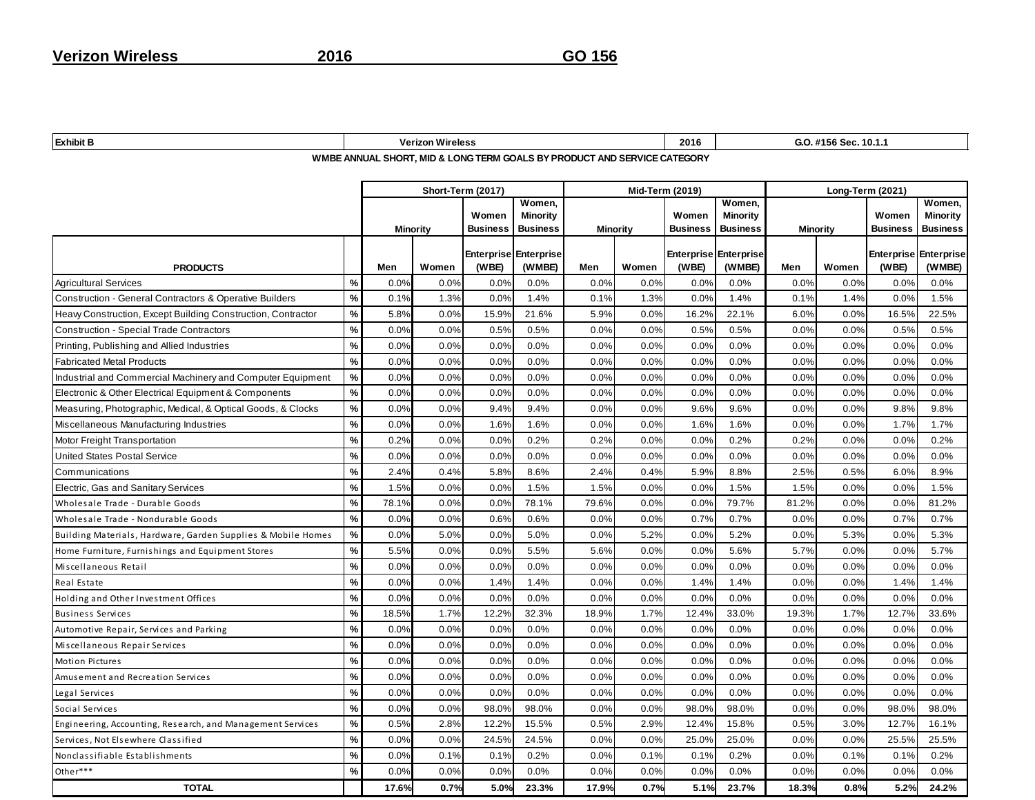**Verizon Wireless** **2016** **GO 156**

| Exhibit B | Verizon Wireless | 2016 | G.O. #156 Sec. 10.1.1 |
|---|---|---|---|

**WMBE ANNUAL SHORT, MID & LONG TERM GOALS BY PRODUCT AND SERVICE CATEGORY**

| | | Short-Term (2017) | | | | Mid-Term (2019) | | | | Long-Term (2021) | | | |
|---|---|---|---|---|---|---|---|---|---|---|---|---|---|
| | | Minority | | Women Business | Women, Minority Business | Minority | | Women Business | Women, Minority Business | Minority | | Women Business | Women, Minority Business |
| PRODUCTS | | Men | Women | Enterprise (WBE) | Enterprise (WMBE) | Men | Women | Enterprise (WBE) | Enterprise (WMBE) | Men | Women | Enterprise (WBE) | Enterprise (WMBE) |
| Agricultural Services | % | 0.0% | 0.0% | 0.0% | 0.0% | 0.0% | 0.0% | 0.0% | 0.0% | 0.0% | 0.0% | 0.0% | 0.0% |
| Construction - General Contractors & Operative Builders | % | 0.1% | 1.3% | 0.0% | 1.4% | 0.1% | 1.3% | 0.0% | 1.4% | 0.1% | 1.4% | 0.0% | 1.5% |
| Heavy Construction, Except Building Construction, Contractor | % | 5.8% | 0.0% | 15.9% | 21.6% | 5.9% | 0.0% | 16.2% | 22.1% | 6.0% | 0.0% | 16.5% | 22.5% |
| Construction - Special Trade Contractors | % | 0.0% | 0.0% | 0.5% | 0.5% | 0.0% | 0.0% | 0.5% | 0.5% | 0.0% | 0.0% | 0.5% | 0.5% |
| Printing, Publishing and Allied Industries | % | 0.0% | 0.0% | 0.0% | 0.0% | 0.0% | 0.0% | 0.0% | 0.0% | 0.0% | 0.0% | 0.0% | 0.0% |
| Fabricated Metal Products | % | 0.0% | 0.0% | 0.0% | 0.0% | 0.0% | 0.0% | 0.0% | 0.0% | 0.0% | 0.0% | 0.0% | 0.0% |
| Industrial and Commercial Machinery and Computer Equipment | % | 0.0% | 0.0% | 0.0% | 0.0% | 0.0% | 0.0% | 0.0% | 0.0% | 0.0% | 0.0% | 0.0% | 0.0% |
| Electronic & Other Electrical Equipment & Components | % | 0.0% | 0.0% | 0.0% | 0.0% | 0.0% | 0.0% | 0.0% | 0.0% | 0.0% | 0.0% | 0.0% | 0.0% |
| Measuring, Photographic, Medical, & Optical Goods, & Clocks | % | 0.0% | 0.0% | 9.4% | 9.4% | 0.0% | 0.0% | 9.6% | 9.6% | 0.0% | 0.0% | 9.8% | 9.8% |
| Miscellaneous Manufacturing Industries | % | 0.0% | 0.0% | 1.6% | 1.6% | 0.0% | 0.0% | 1.6% | 1.6% | 0.0% | 0.0% | 1.7% | 1.7% |
| Motor Freight Transportation | % | 0.2% | 0.0% | 0.0% | 0.2% | 0.2% | 0.0% | 0.0% | 0.2% | 0.2% | 0.0% | 0.0% | 0.2% |
| United States Postal Service | % | 0.0% | 0.0% | 0.0% | 0.0% | 0.0% | 0.0% | 0.0% | 0.0% | 0.0% | 0.0% | 0.0% | 0.0% |
| Communications | % | 2.4% | 0.4% | 5.8% | 8.6% | 2.4% | 0.4% | 5.9% | 8.8% | 2.5% | 0.5% | 6.0% | 8.9% |
| Electric, Gas and Sanitary Services | % | 1.5% | 0.0% | 0.0% | 1.5% | 1.5% | 0.0% | 0.0% | 1.5% | 1.5% | 0.0% | 0.0% | 1.5% |
| Wholesale Trade - Durable Goods | % | 78.1% | 0.0% | 0.0% | 78.1% | 79.6% | 0.0% | 0.0% | 79.7% | 81.2% | 0.0% | 0.0% | 81.2% |
| Wholesale Trade - Nondurable Goods | % | 0.0% | 0.0% | 0.6% | 0.6% | 0.0% | 0.0% | 0.7% | 0.7% | 0.0% | 0.0% | 0.7% | 0.7% |
| Building Materials, Hardware, Garden Supplies & Mobile Homes | % | 0.0% | 5.0% | 0.0% | 5.0% | 0.0% | 5.2% | 0.0% | 5.2% | 0.0% | 5.3% | 0.0% | 5.3% |
| Home Furniture, Furnishings and Equipment Stores | % | 5.5% | 0.0% | 0.0% | 5.5% | 5.6% | 0.0% | 0.0% | 5.6% | 5.7% | 0.0% | 0.0% | 5.7% |
| Miscellaneous Retail | % | 0.0% | 0.0% | 0.0% | 0.0% | 0.0% | 0.0% | 0.0% | 0.0% | 0.0% | 0.0% | 0.0% | 0.0% |
| Real Estate | % | 0.0% | 0.0% | 1.4% | 1.4% | 0.0% | 0.0% | 1.4% | 1.4% | 0.0% | 0.0% | 1.4% | 1.4% |
| Holding and Other Investment Offices | % | 0.0% | 0.0% | 0.0% | 0.0% | 0.0% | 0.0% | 0.0% | 0.0% | 0.0% | 0.0% | 0.0% | 0.0% |
| Business Services | % | 18.5% | 1.7% | 12.2% | 32.3% | 18.9% | 1.7% | 12.4% | 33.0% | 19.3% | 1.7% | 12.7% | 33.6% |
| Automotive Repair, Services and Parking | % | 0.0% | 0.0% | 0.0% | 0.0% | 0.0% | 0.0% | 0.0% | 0.0% | 0.0% | 0.0% | 0.0% | 0.0% |
| Miscellaneous Repair Services | % | 0.0% | 0.0% | 0.0% | 0.0% | 0.0% | 0.0% | 0.0% | 0.0% | 0.0% | 0.0% | 0.0% | 0.0% |
| Motion Pictures | % | 0.0% | 0.0% | 0.0% | 0.0% | 0.0% | 0.0% | 0.0% | 0.0% | 0.0% | 0.0% | 0.0% | 0.0% |
| Amusement and Recreation Services | % | 0.0% | 0.0% | 0.0% | 0.0% | 0.0% | 0.0% | 0.0% | 0.0% | 0.0% | 0.0% | 0.0% | 0.0% |
| Legal Services | % | 0.0% | 0.0% | 0.0% | 0.0% | 0.0% | 0.0% | 0.0% | 0.0% | 0.0% | 0.0% | 0.0% | 0.0% |
| Social Services | % | 0.0% | 0.0% | 98.0% | 98.0% | 0.0% | 0.0% | 98.0% | 98.0% | 0.0% | 0.0% | 98.0% | 98.0% |
| Engineering, Accounting, Research, and Management Services | % | 0.5% | 2.8% | 12.2% | 15.5% | 0.5% | 2.9% | 12.4% | 15.8% | 0.5% | 3.0% | 12.7% | 16.1% |
| Services, Not Elsewhere Classified | % | 0.0% | 0.0% | 24.5% | 24.5% | 0.0% | 0.0% | 25.0% | 25.0% | 0.0% | 0.0% | 25.5% | 25.5% |
| Nonclassifiable Establishments | % | 0.0% | 0.1% | 0.1% | 0.2% | 0.0% | 0.1% | 0.1% | 0.2% | 0.0% | 0.1% | 0.1% | 0.2% |
| Other*** | % | 0.0% | 0.0% | 0.0% | 0.0% | 0.0% | 0.0% | 0.0% | 0.0% | 0.0% | 0.0% | 0.0% | 0.0% |
| **TOTAL** | | **17.6%** | **0.7%** | **5.0%** | **23.3%** | **17.9%** | **0.7%** | **5.1%** | **23.7%** | **18.3%** | **0.8%** | **5.2%** | **24.2%** |